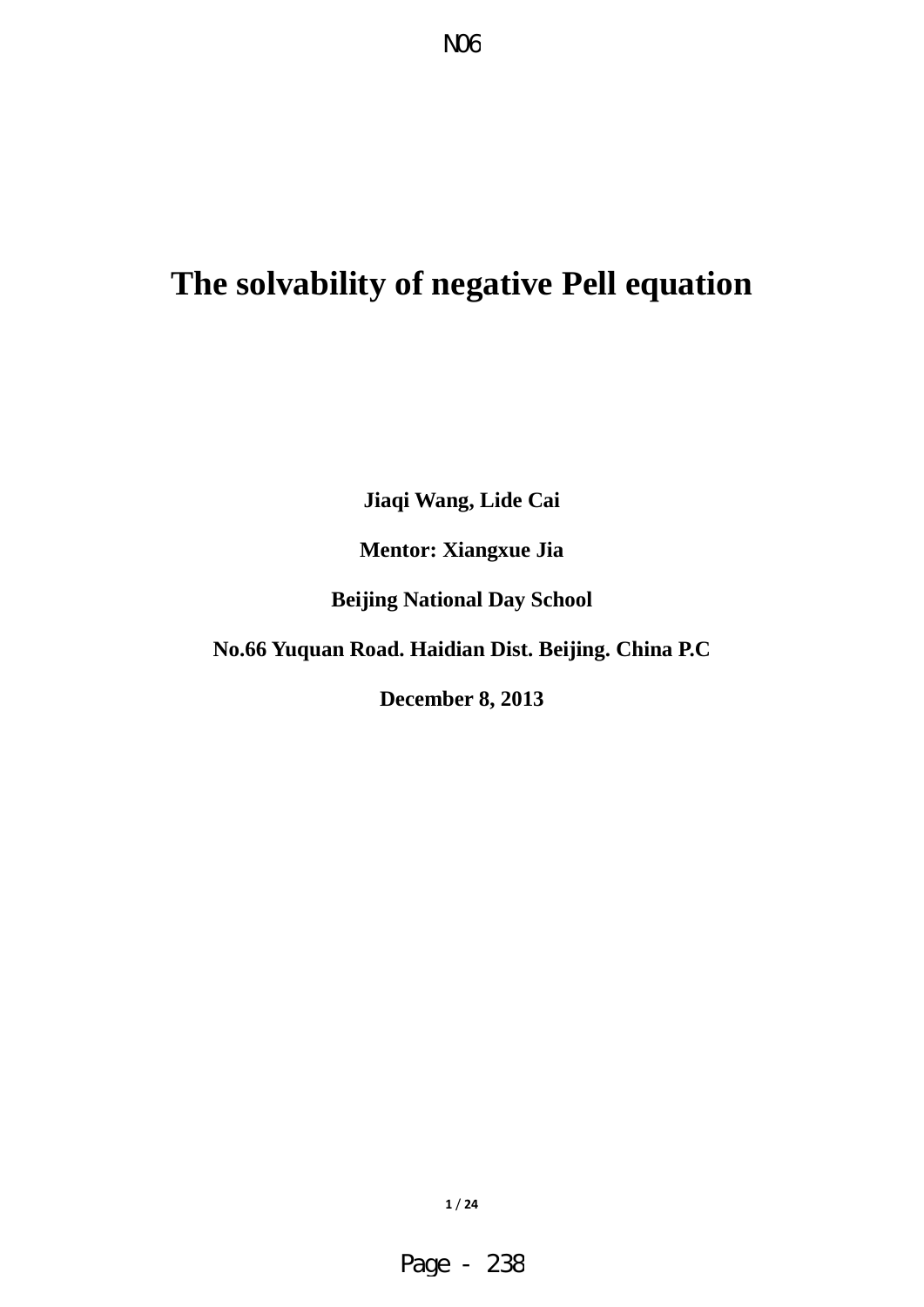# The solvability of negative Pell equation

**Jiaqi Wang, Lide Cai**

**Mentor: Xiangxue Jia**

**Beijing National Day School**

**No.66 Yuquan Road. Haidian Dist. Beijing. China P.C**

**December 8, 2013**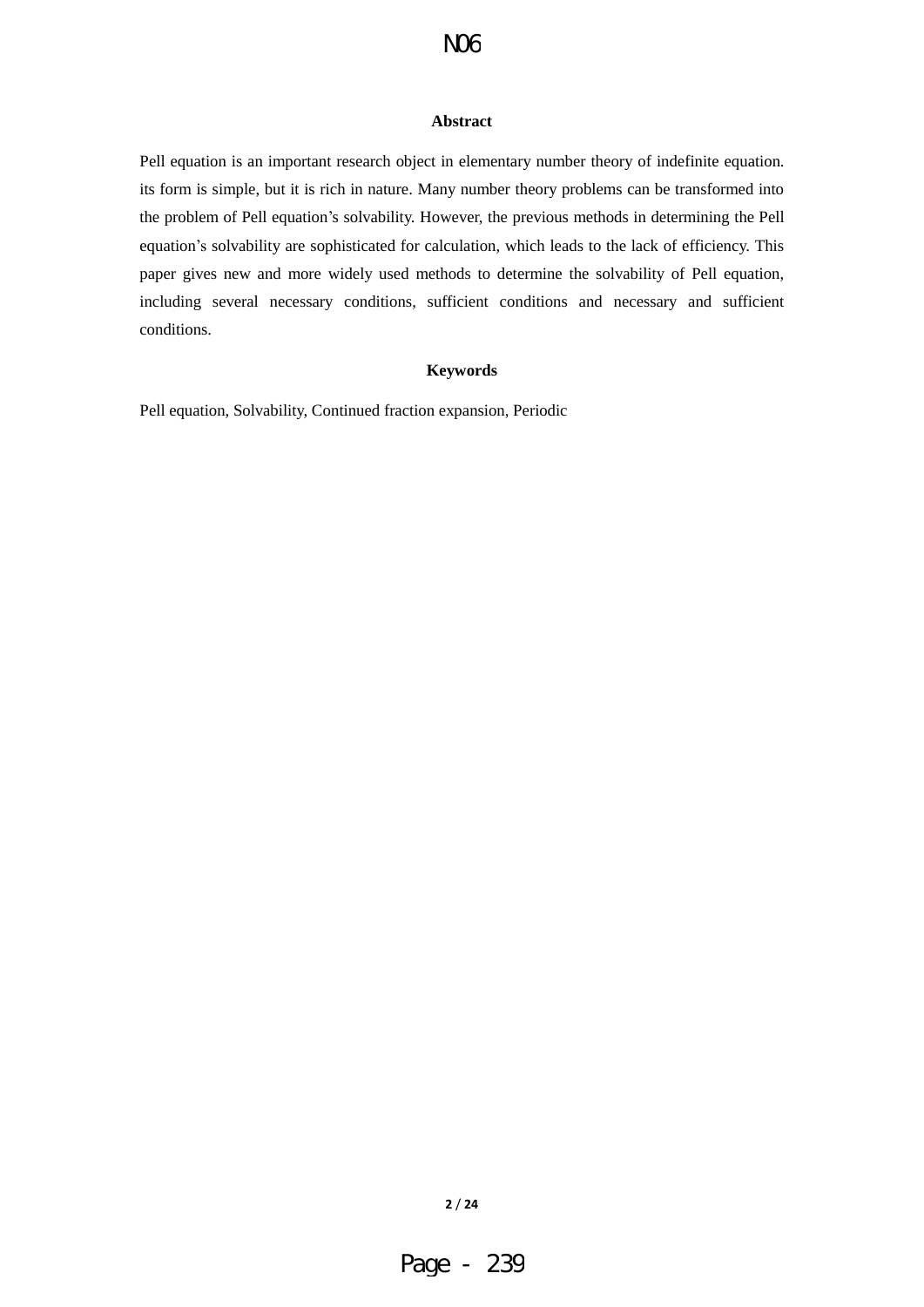## Abstract

Pell equation is an important research object in elementary number theory of indefinite equation. its form is simple, but it is rich in nature. Many number theory problems can be transformed into the problem of Pell equation’s solvability. However, the previous methods in determining the Pell equation’s solvability are sophisticated for calculation, which leads to the lack of efficiency. This paper gives new and more widely used methods to determine the solvability of Pell equation, including several necessary conditions, sufficient conditions and necessary and sufficient conditions.

## Keywords

Pell equation, Solvability, Continued fraction expansion, Periodic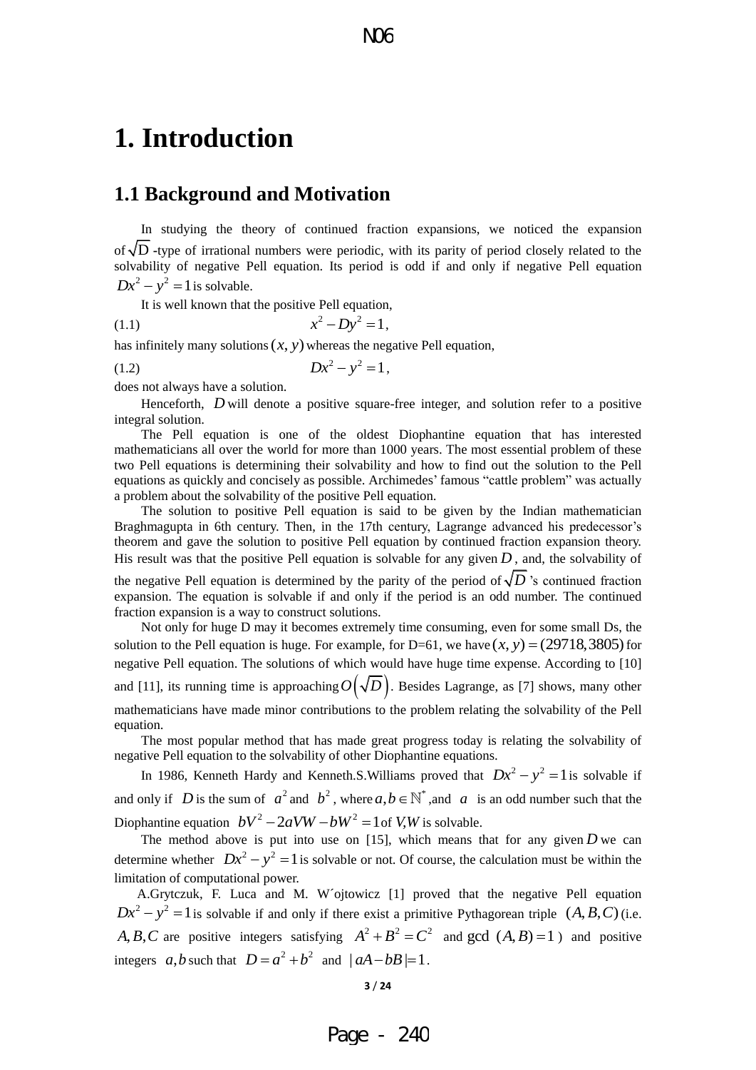# 1. Introduction

## 1.1 Background and Motivation

In studying the theory of continued fraction expansions, we noticed the expansion of $\sqrt{D}$ -type of irrational numbers were periodic, with its parity of period closely related to the solvability of negative Pell equation. Its period is odd if and only if negative Pell equation $Dx^2 - y^2 = 1$ is solvable.

It is well known that the positive Pell equation,

$$x^2 - Dy^2 = 1, \tag{1.1}$$

has infinitely many solutions $(x, y)$ whereas the negative Pell equation,

$$Dx^2 - y^2 = 1, \tag{1.2}$$

does not always have a solution.

Henceforth, $D$ will denote a positive square-free integer, and solution refer to a positive integral solution.

The Pell equation is one of the oldest Diophantine equation that has interested mathematicians all over the world for more than 1000 years. The most essential problem of these two Pell equations is determining their solvability and how to find out the solution to the Pell equations as quickly and concisely as possible. Archimedes' famous "cattle problem" was actually a problem about the solvability of the positive Pell equation.

The solution to positive Pell equation is said to be given by the Indian mathematician Braghmagupta in 6th century. Then, in the 17th century, Lagrange advanced his predecessor's theorem and gave the solution to positive Pell equation by continued fraction expansion theory. His result was that the positive Pell equation is solvable for any given $D$, and, the solvability of the negative Pell equation is determined by the parity of the period of $\sqrt{D}$'s continued fraction expansion. The equation is solvable if and only if the period is an odd number. The continued fraction expansion is a way to construct solutions.

Not only for huge D may it becomes extremely time consuming, even for some small Ds, the solution to the Pell equation is huge. For example, for D=61, we have $(x, y) = (29718, 3805)$ for negative Pell equation. The solutions of which would have huge time expense. According to [10] and [11], its running time is approaching $O\left(\sqrt{D}\right)$. Besides Lagrange, as [7] shows, many other mathematicians have made minor contributions to the problem relating the solvability of the Pell equation.

The most popular method that has made great progress today is relating the solvability of negative Pell equation to the solvability of other Diophantine equations.

In 1986, Kenneth Hardy and Kenneth.S.Williams proved that $Dx^2 - y^2 = 1$ is solvable if and only if $D$ is the sum of $a^2$ and $b^2$, where $a, b \in \mathbb{N}^*$, and $a$ is an odd number such that the Diophantine equation $bV^2 - 2aVW - bW^2 = 1$ of $V, W$ is solvable.

The method above is put into use on [15], which means that for any given $D$ we can determine whether $Dx^2 - y^2 = 1$ is solvable or not. Of course, the calculation must be within the limitation of computational power.

A.Grytczuk, F. Luca and M. W´ojtowicz [1] proved that the negative Pell equation $Dx^2 - y^2 = 1$ is solvable if and only if there exist a primitive Pythagorean triple $(A, B, C)$ (i.e. $A, B, C$ are positive integers satisfying $A^2 + B^2 = C^2$ and gcd $(A, B) = 1$) and positive integers $a, b$ such that $D = a^2 + b^2$ and $|aA - bB| = 1$.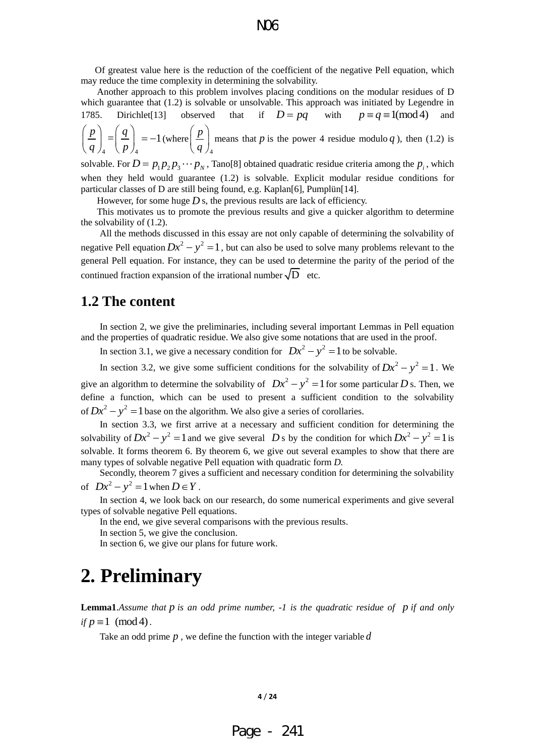Of greatest value here is the reduction of the coefficient of the negative Pell equation, which may reduce the time complexity in determining the solvability.

Another approach to this problem involves placing conditions on the modular residues of D which guarantee that (1.2) is solvable or unsolvable. This approach was initiated by Legendre in 1785. Dirichlet[13] observed that if $D = pq$ with $p \equiv q \equiv 1 (\bmod 4)$ and $\left(\frac{p}{q}\right)_4 = \left(\frac{q}{p}\right)_4 = -1$ (where $\left(\frac{p}{q}\right)_4$ means that $p$ is the power 4 residue modulo $q$), then (1.2) is solvable. For $D = p_1 p_2 p_3 \cdots p_N$, Tano[8] obtained quadratic residue criteria among the $p_i$, which when they held would guarantee (1.2) is solvable. Explicit modular residue conditions for particular classes of D are still being found, e.g. Kaplan[6], Pumplün[14].

However, for some huge $D$ s, the previous results are lack of efficiency.

This motivates us to promote the previous results and give a quicker algorithm to determine the solvability of (1.2).

All the methods discussed in this essay are not only capable of determining the solvability of negative Pell equation $Dx^2 - y^2 = 1$, but can also be used to solve many problems relevant to the general Pell equation. For instance, they can be used to determine the parity of the period of the continued fraction expansion of the irrational number $\sqrt{\mathrm{D}}$ etc.

## 1.2 The content

In section 2, we give the preliminaries, including several important Lemmas in Pell equation and the properties of quadratic residue. We also give some notations that are used in the proof.

In section 3.1, we give a necessary condition for $Dx^2 - y^2 = 1$ to be solvable.

In section 3.2, we give some sufficient conditions for the solvability of $Dx^2 - y^2 = 1$. We give an algorithm to determine the solvability of $Dx^2 - y^2 = 1$ for some particular $D$ s. Then, we define a function, which can be used to present a sufficient condition to the solvability of $Dx^2 - y^2 = 1$ base on the algorithm. We also give a series of corollaries.

In section 3.3, we first arrive at a necessary and sufficient condition for determining the solvability of $Dx^2 - y^2 = 1$ and we give several $D$ s by the condition for which $Dx^2 - y^2 = 1$ is solvable. It forms theorem 6. By theorem 6, we give out several examples to show that there are many types of solvable negative Pell equation with quadratic form *D*.

Secondly, theorem 7 gives a sufficient and necessary condition for determining the solvability of $Dx^2 - y^2 = 1$ when $D \in Y$.

In section 4, we look back on our research, do some numerical experiments and give several types of solvable negative Pell equations.

In the end, we give several comparisons with the previous results.

In section 5, we give the conclusion.

In section 6, we give our plans for future work.

# 2. Preliminary

**Lemma1**.*Assume that $p$ is an odd prime number, -1 is the quadratic residue of $p$ if and only if $p \equiv 1 \pmod 4$.*

Take an odd prime $p$, we define the function with the integer variable $d$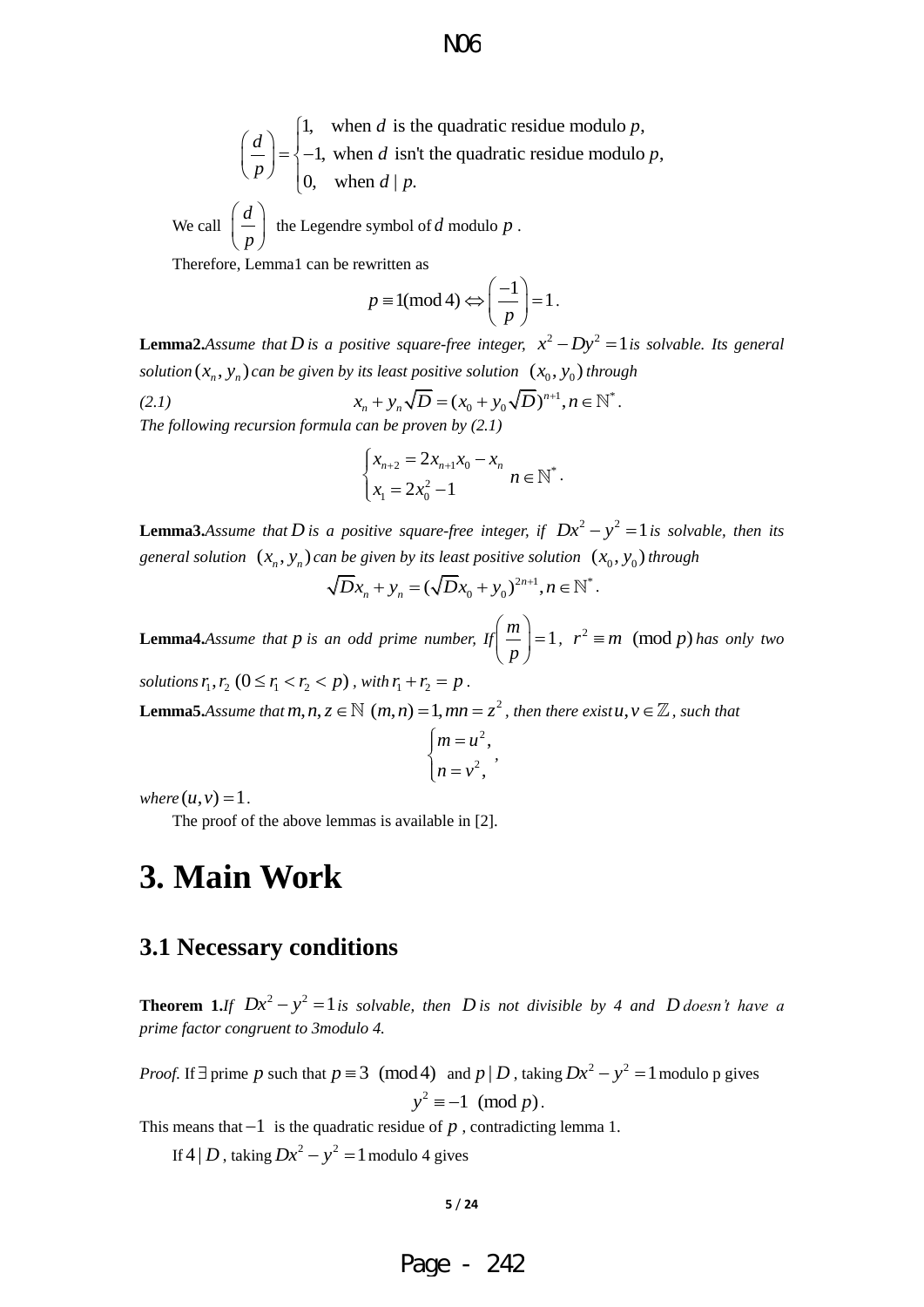$$\left(\frac{d}{p}\right) = \begin{cases} 1, & \text{when } d \text{ is the quadratic residue modulo } p, \\ -1, & \text{when } d \text{ isn't the quadratic residue modulo } p, \\ 0, & \text{when } d \mid p. \end{cases}$$

We call $\left(\frac{d}{p}\right)$ the Legendre symbol of $d$ modulo $p$.

Therefore, Lemma1 can be rewritten as

$$p \equiv 1 (\text{mod}\, 4) \Leftrightarrow \left(\frac{-1}{p}\right) = 1.$$

**Lemma2.** *Assume that $D$ is a positive square-free integer, $x^2 - Dy^2 = 1$ is solvable. Its general solution $(x_n, y_n)$ can be given by its least positive solution $(x_0, y_0)$ through*

*(2.1)*
$$x_n + y_n\sqrt{D} = (x_0 + y_0\sqrt{D})^{n+1}, n \in \mathbb{N}^*.$$

*The following recursion formula can be proven by (2.1)*

$$\begin{cases} x_{n+2} = 2x_{n+1}x_0 - x_n \\ x_1 = 2x_0^2 - 1 \end{cases} n \in \mathbb{N}^*.$$

**Lemma3.** *Assume that $D$ is a positive square-free integer, if $Dx^2 - y^2 = 1$ is solvable, then its general solution $(x_n, y_n)$ can be given by its least positive solution $(x_0, y_0)$ through*

$$\sqrt{D}x_n + y_n = (\sqrt{D}x_0 + y_0)^{2n+1}, n \in \mathbb{N}^*.$$

**Lemma4.** *Assume that $p$ is an odd prime number, If $\left(\frac{m}{p}\right) = 1$, $r^2 \equiv m \pmod{p}$ has only two solutions $r_1, r_2$ $(0 \le r_1 < r_2 < p)$, with $r_1 + r_2 = p$.*

**Lemma5.** *Assume that $m, n, z \in \mathbb{N}$ $(m,n) = 1, mn = z^2$, then there exist $u, v \in \mathbb{Z}$, such that*

$$\begin{cases} m = u^2, \\ n = v^2, \end{cases},$$

*where $(u,v) = 1$.*

The proof of the above lemmas is available in [2].

# 3. Main Work

## 3.1 Necessary conditions

**Theorem 1.** *If $Dx^2 - y^2 = 1$ is solvable, then $D$ is not divisible by 4 and $D$ doesn't have a prime factor congruent to 3modulo 4.*

*Proof.* If $\exists$ prime $p$ such that $p \equiv 3 \pmod{4}$ and $p \mid D$, taking $Dx^2 - y^2 = 1$ modulo p gives

$$y^2 \equiv -1 \pmod{p}.$$

This means that $-1$ is the quadratic residue of $p$, contradicting lemma 1.

If $4 \mid D$, taking $Dx^2 - y^2 = 1$ modulo 4 gives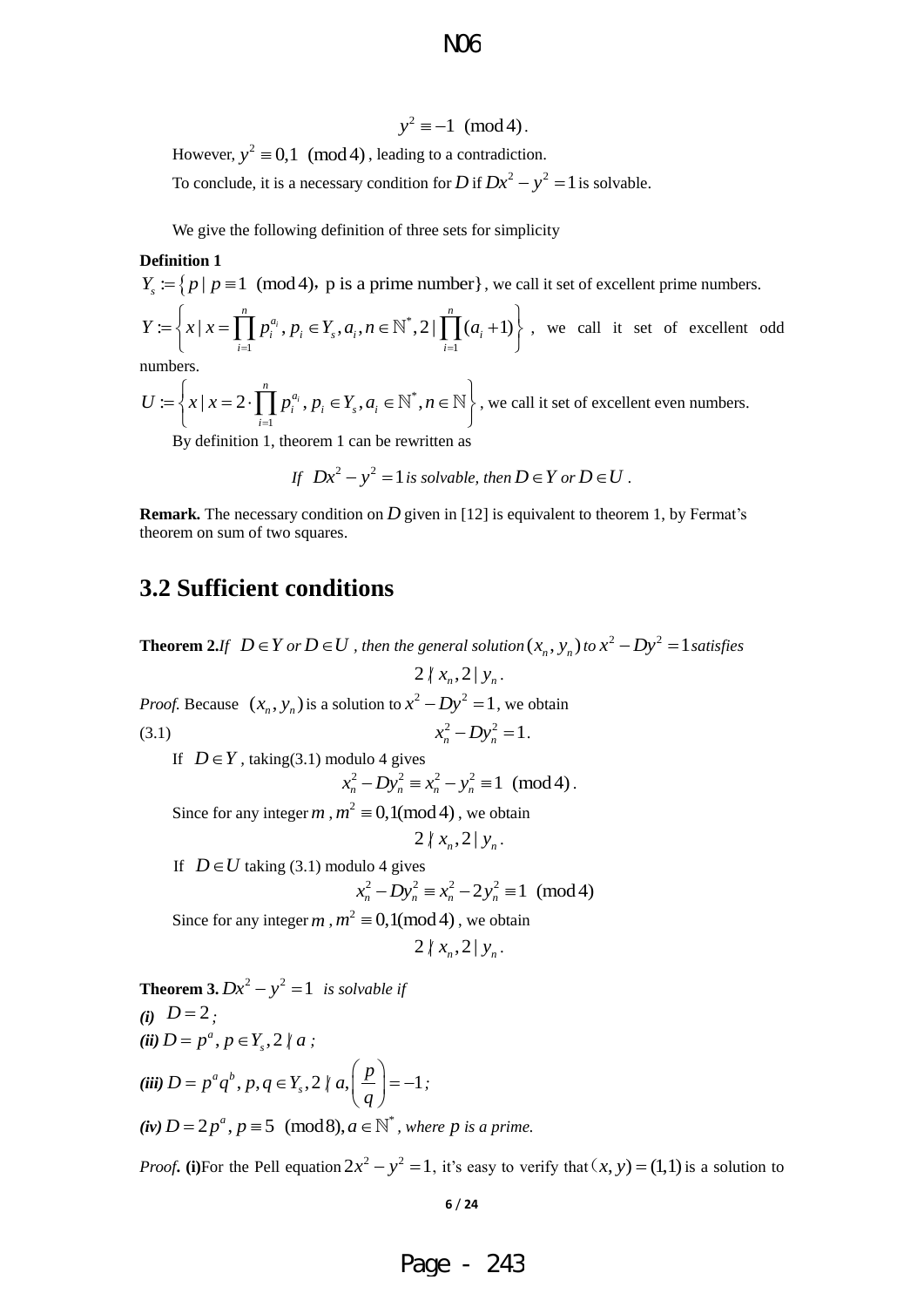$$y^2 \equiv -1 \pmod 4.$$

However, $y^2 \equiv 0,1 \pmod 4$, leading to a contradiction.

To conclude, it is a necessary condition for $D$ if $Dx^2 - y^2 = 1$ is solvable.

We give the following definition of three sets for simplicity

**Definition 1**

$Y_s := \{ p \mid p \equiv 1 \pmod 4, \text{ p is a prime number} \}$, we call it set of excellent prime numbers.

$Y := \left\{ x \mid x = \prod_{i=1}^{n} p_i^{a_i}, p_i \in Y_s, a_i, n \in \mathbb{N}^*, 2 \mid \prod_{i=1}^{n} (a_i + 1) \right\}$, we call it set of excellent odd numbers.

$U := \left\{ x \mid x = 2 \cdot \prod_{i=1}^{n} p_i^{a_i}, p_i \in Y_s, a_i \in \mathbb{N}^*, n \in \mathbb{N} \right\}$, we call it set of excellent even numbers.

By definition 1, theorem 1 can be rewritten as

*If $Dx^2 - y^2 = 1$ is solvable, then $D \in Y$ or $D \in U$.*

**Remark.** The necessary condition on $D$ given in [12] is equivalent to theorem 1, by Fermat's theorem on sum of two squares.

## 3.2 Sufficient conditions

**Theorem 2.** *If $D \in Y$ or $D \in U$, then the general solution $(x_n, y_n)$ to $x^2 - Dy^2 = 1$ satisfies*

$$2 \nmid x_n, 2 \mid y_n.$$

*Proof.* Because $(x_n, y_n)$ is a solution to $x^2 - Dy^2 = 1$, we obtain

$$x_n^2 - Dy_n^2 = 1. \tag{3.1}$$

If $D \in Y$, taking (3.1) modulo 4 gives

$$x_n^2 - Dy_n^2 \equiv x_n^2 - y_n^2 \equiv 1 \pmod 4.$$

Since for any integer $m$, $m^2 \equiv 0,1 \pmod 4$, we obtain

$$2 \nmid x_n, 2 \mid y_n.$$

If $D \in U$ taking (3.1) modulo 4 gives

$$x_n^2 - Dy_n^2 \equiv x_n^2 - 2y_n^2 \equiv 1 \pmod 4$$

Since for any integer $m$, $m^2 \equiv 0,1 \pmod 4$, we obtain

$$2 \nmid x_n, 2 \mid y_n.$$

**Theorem 3.** *$Dx^2 - y^2 = 1$ is solvable if*

***(i)*** *$D = 2$;*

***(ii)*** *$D = p^a, p \in Y_s, 2 \nmid a$;*

***(iii)*** *$D = p^a q^b, p, q \in Y_s, 2 \nmid a, \left( \frac{p}{q} \right) = -1$;*

***(iv)*** *$D = 2p^a, p \equiv 5 \pmod 8, a \in \mathbb{N}^*$, where $p$ is a prime.*

*Proof.* **(i)** For the Pell equation $2x^2 - y^2 = 1$, it's easy to verify that $(x, y) = (1,1)$ is a solution to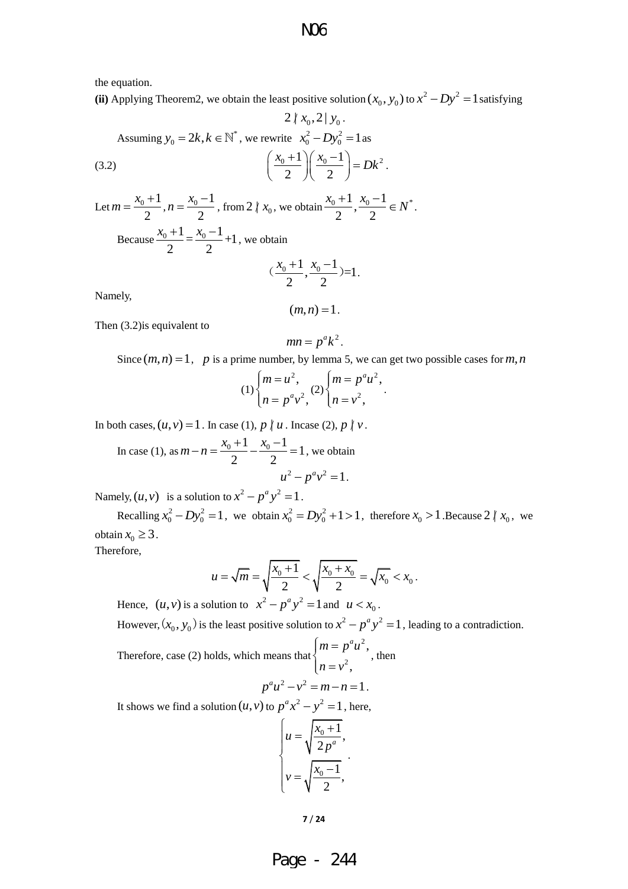the equation.

**(ii)** Applying Theorem2, we obtain the least positive solution $(x_0, y_0)$ to $x^2 - Dy^2 = 1$ satisfying

$$2 \nmid x_0, 2 \mid y_0.$$

Assuming $y_0 = 2k, k \in \mathbb{N}^*$, we rewrite $x_0^2 - Dy_0^2 = 1$ as

$$\left(\frac{x_0+1}{2}\right)\left(\frac{x_0-1}{2}\right) = Dk^2. \tag{3.2}$$

Let $m = \frac{x_0+1}{2}, n = \frac{x_0-1}{2}$, from $2 \nmid x_0$, we obtain $\frac{x_0+1}{2}, \frac{x_0-1}{2} \in N^*$.

Because $\frac{x_0+1}{2} = \frac{x_0-1}{2} + 1$, we obtain

$$\left(\frac{x_0+1}{2}, \frac{x_0-1}{2}\right) = 1.$$

Namely,

$$(m, n) = 1.$$

Then (3.2)is equivalent to

$$mn = p^a k^2.$$

Since $(m,n) = 1$, $p$ is a prime number, by lemma 5, we can get two possible cases for $m, n$

$$(1)\begin{cases} m = u^2, \\ n = p^a v^2, \end{cases} \quad (2)\begin{cases} m = p^a u^2, \\ n = v^2, \end{cases}.$$

In both cases, $(u,v) = 1$. In case (1), $p \nmid u$. Incase (2), $p \nmid v$.

In case (1), as $m - n = \frac{x_0+1}{2} - \frac{x_0-1}{2} = 1$, we obtain

$$u^2 - p^a v^2 = 1.$$

Namely, $(u,v)$ is a solution to $x^2 - p^a y^2 = 1$.

Recalling $x_0^2 - Dy_0^2 = 1$, we obtain $x_0^2 = Dy_0^2 + 1 > 1$, therefore $x_0 > 1$.Because $2 \nmid x_0$, we obtain $x_0 \geq 3$.

Therefore,

$$u = \sqrt{m} = \sqrt{\frac{x_0+1}{2}} < \sqrt{\frac{x_0+x_0}{2}} = \sqrt{x_0} < x_0.$$

Hence, $(u,v)$ is a solution to $x^2 - p^a y^2 = 1$ and $u < x_0$.

However,$(x_0, y_0)$ is the least positive solution to $x^2 - p^a y^2 = 1$, leading to a contradiction.

Therefore, case (2) holds, which means that $\begin{cases} m = p^a u^2, \\ n = v^2, \end{cases}$, then

$$p^a u^2 - v^2 = m - n = 1.$$

It shows we find a solution $(u,v)$ to $p^a x^2 - y^2 = 1$, here,

$$\begin{cases} u = \sqrt{\dfrac{x_0+1}{2p^a}}, \\ v = \sqrt{\dfrac{x_0-1}{2}}, \end{cases}.$$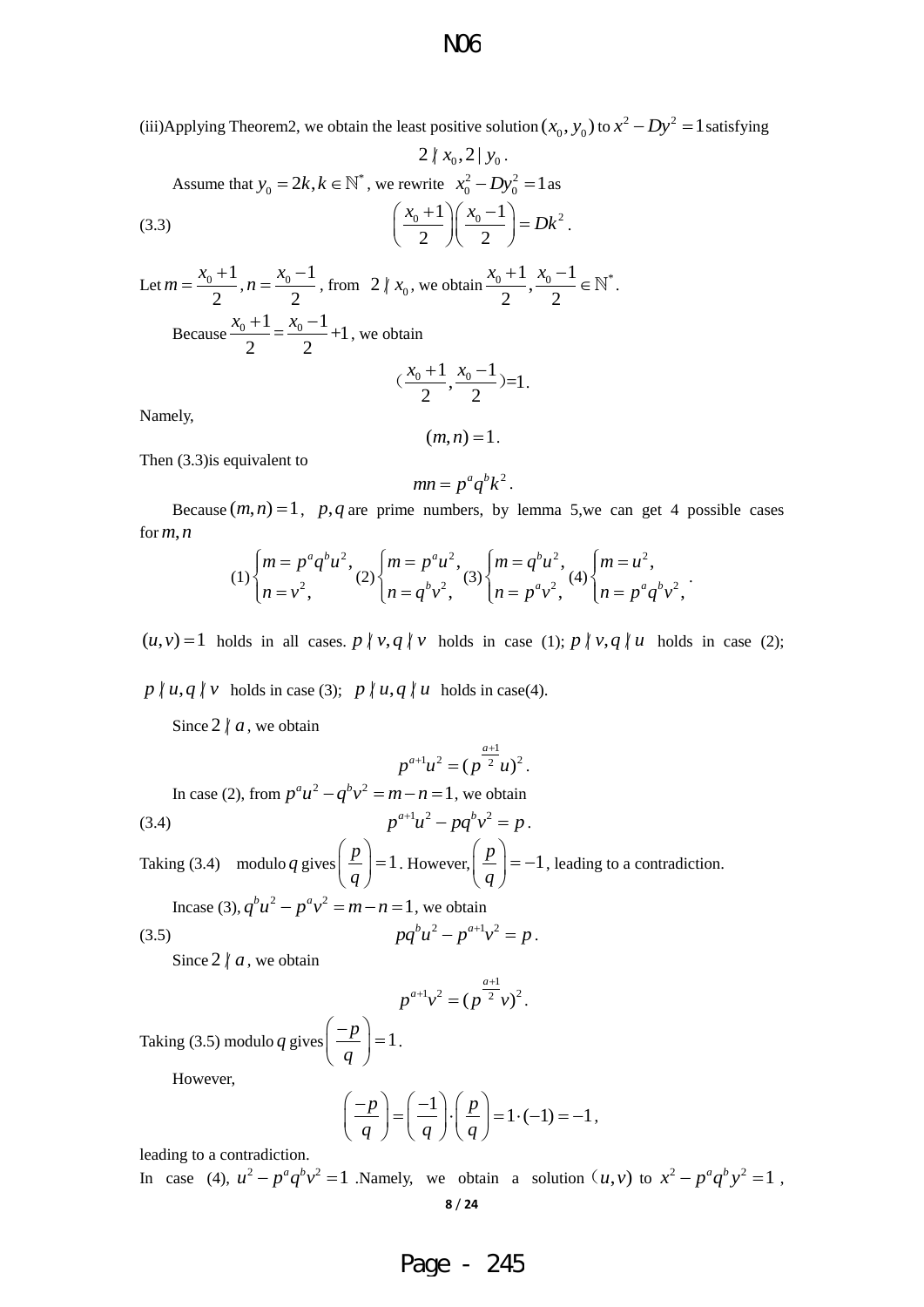(iii)Applying Theorem2, we obtain the least positive solution $(x_0, y_0)$ to $x^2 - Dy^2 = 1$ satisfying

$$2 \nmid x_0, 2 \mid y_0.$$

Assume that $y_0 = 2k, k \in \mathbb{N}^*$, we rewrite $x_0^2 - Dy_0^2 = 1$ as

$$\left(\frac{x_0+1}{2}\right)\left(\frac{x_0-1}{2}\right) = Dk^2. \tag{3.3}$$

Let $m = \frac{x_0+1}{2}, n = \frac{x_0-1}{2}$, from $2 \nmid x_0$, we obtain $\frac{x_0+1}{2}, \frac{x_0-1}{2} \in \mathbb{N}^*$.

Because $\frac{x_0+1}{2} = \frac{x_0-1}{2} + 1$, we obtain

$$\left(\frac{x_0+1}{2}, \frac{x_0-1}{2}\right) = 1.$$

Namely,

$$(m,n) = 1.$$

Then (3.3)is equivalent to

$$mn = p^a q^b k^2.$$

Because $(m,n) = 1$, $p, q$ are prime numbers, by lemma 5,we can get 4 possible cases for $m, n$

$$(1)\begin{cases} m = p^a q^b u^2, \\ n = v^2, \end{cases} (2)\begin{cases} m = p^a u^2, \\ n = q^b v^2, \end{cases} (3)\begin{cases} m = q^b u^2, \\ n = p^a v^2, \end{cases} (4)\begin{cases} m = u^2, \\ n = p^a q^b v^2, \end{cases}.$$

$(u,v) = 1$ holds in all cases. $p \nmid v, q \nmid v$ holds in case (1); $p \nmid v, q \nmid u$ holds in case (2); $p \nmid u, q \nmid v$ holds in case (3); $p \nmid u, q \nmid u$ holds in case(4).

Since $2 \nmid a$, we obtain

$$p^{a+1}u^2 = (p^{\frac{a+1}{2}}u)^2.$$

In case (2), from $p^a u^2 - q^b v^2 = m - n = 1$, we obtain

$$p^{a+1}u^2 - pq^b v^2 = p. \tag{3.4}$$

Taking (3.4) modulo $q$ gives $\left(\frac{p}{q}\right) = 1$. However, $\left(\frac{p}{q}\right) = -1$, leading to a contradiction.

Incase (3), $q^b u^2 - p^a v^2 = m - n = 1$, we obtain

$$pq^b u^2 - p^{a+1}v^2 = p. \tag{3.5}$$

Since $2 \nmid a$, we obtain

$$p^{a+1}v^2 = (p^{\frac{a+1}{2}}v)^2.$$

Taking (3.5) modulo $q$ gives $\left(\frac{-p}{q}\right) = 1$.

However,

$$\left(\frac{-p}{q}\right) = \left(\frac{-1}{q}\right) \cdot \left(\frac{p}{q}\right) = 1 \cdot (-1) = -1,$$

leading to a contradiction.

In case (4), $u^2 - p^a q^b v^2 = 1$ .Namely, we obtain a solution $(u,v)$ to $x^2 - p^a q^b y^2 = 1$,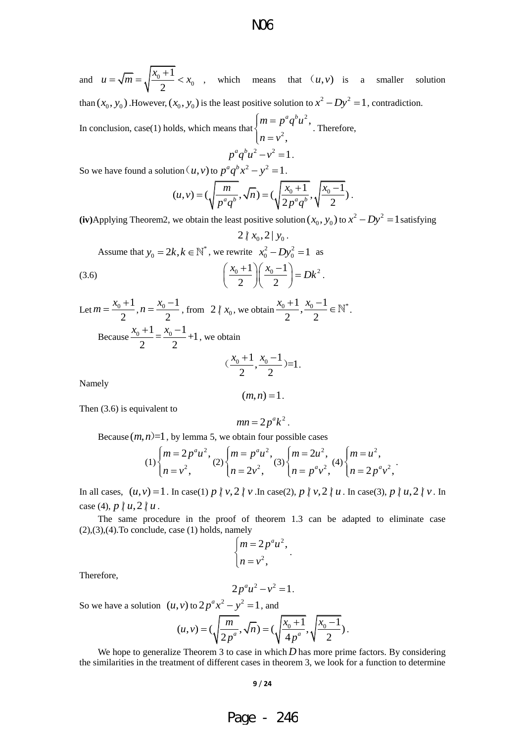and $u = \sqrt{m} = \sqrt{\dfrac{x_0 + 1}{2}} < x_0$ , which means that $(u, v)$ is a smaller solution than $(x_0, y_0)$ .However, $(x_0, y_0)$ is the least positive solution to $x^2 - Dy^2 = 1$, contradiction.

In conclusion, case(1) holds, which means that $\begin{cases} m = p^a q^b u^2, \\ n = v^2, \end{cases}$. Therefore,

$$p^a q^b u^2 - v^2 = 1.$$

So we have found a solution $(u, v)$ to $p^a q^b x^2 - y^2 = 1$.

$$(u, v) = (\sqrt{\frac{m}{p^a q^b}}, \sqrt{n}) = (\sqrt{\frac{x_0 + 1}{2 p^a q^b}}, \sqrt{\frac{x_0 - 1}{2}}).$$

**(iv)**Applying Theorem2, we obtain the least positive solution $(x_0, y_0)$ to $x^2 - Dy^2 = 1$ satisfying

$$2 \nmid x_0, 2 \mid y_0.$$

Assume that $y_0 = 2k, k \in \mathbb{N}^*$, we rewrite $x_0^2 - Dy_0^2 = 1$ as

$$\left(\frac{x_0 + 1}{2}\right)\left(\frac{x_0 - 1}{2}\right) = Dk^2. \tag{3.6}$$

Let $m = \dfrac{x_0 + 1}{2}, n = \dfrac{x_0 - 1}{2}$, from $2 \nmid x_0$, we obtain $\dfrac{x_0 + 1}{2}, \dfrac{x_0 - 1}{2} \in \mathbb{N}^*$.

Because $\dfrac{x_0 + 1}{2} = \dfrac{x_0 - 1}{2} + 1$, we obtain

$$\left(\frac{x_0 + 1}{2}, \frac{x_0 - 1}{2}\right) = 1.$$

Namely

$$(m, n) = 1.$$

Then (3.6) is equivalent to

$$mn = 2 p^a k^2.$$

Because $(m, n) = 1$, by lemma 5, we obtain four possible cases

$$(1)\begin{cases} m = 2p^a u^2, \\ n = v^2, \end{cases} (2)\begin{cases} m = p^a u^2, \\ n = 2v^2, \end{cases} (3)\begin{cases} m = 2u^2, \\ n = p^a v^2, \end{cases} (4)\begin{cases} m = u^2, \\ n = 2p^a v^2, \end{cases}.$$

In all cases, $(u, v) = 1$. In case(1) $p \nmid v, 2 \nmid v$ .In case(2), $p \nmid v, 2 \nmid u$. In case(3), $p \nmid u, 2 \nmid v$. In case (4), $p \nmid u, 2 \nmid u$.

The same procedure in the proof of theorem 1.3 can be adapted to eliminate case (2),(3),(4).To conclude, case (1) holds, namely

$$\begin{cases} m = 2p^a u^2, \\ n = v^2, \end{cases}.$$

Therefore,

$$2p^a u^2 - v^2 = 1.$$

So we have a solution $(u, v)$ to $2p^a x^2 - y^2 = 1$, and

$$(u, v) = (\sqrt{\frac{m}{2p^a}}, \sqrt{n}) = (\sqrt{\frac{x_0 + 1}{4p^a}}, \sqrt{\frac{x_0 - 1}{2}}).$$

We hope to generalize Theorem 3 to case in which $D$ has more prime factors. By considering the similarities in the treatment of different cases in theorem 3, we look for a function to determine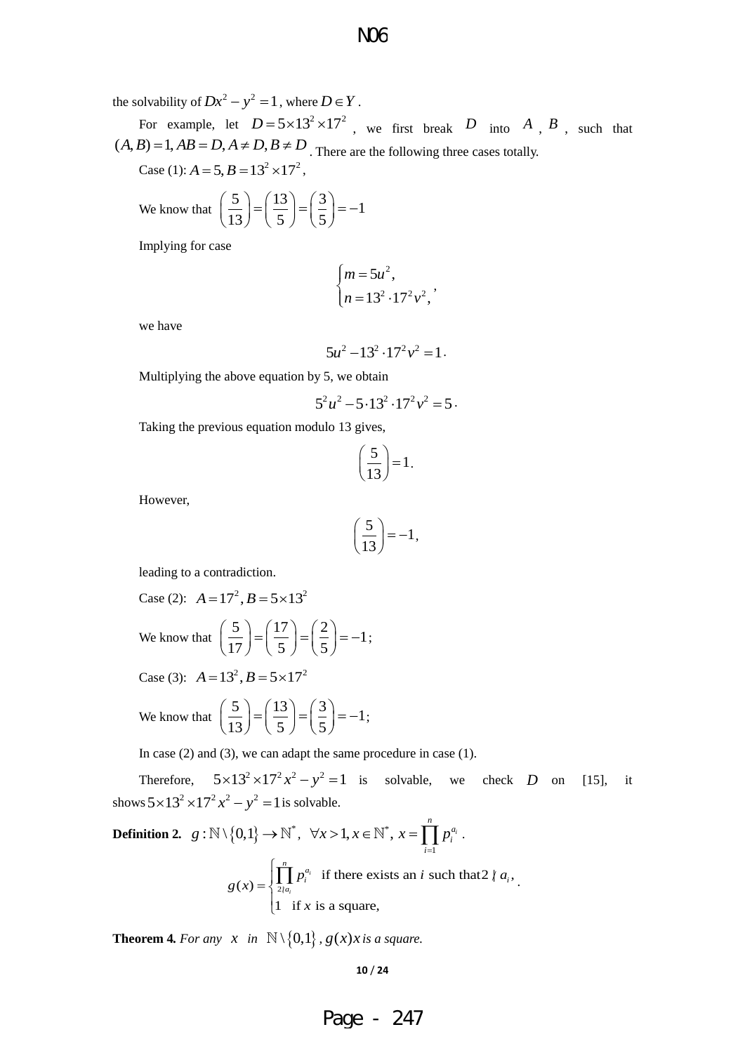the solvability of $Dx^2 - y^2 = 1$, where $D \in Y$.

For example, let $D = 5\times 13^2 \times 17^2$, we first break $D$ into $A$, $B$, such that $(A,B)=1, AB=D, A\neq D, B\neq D$. There are the following three cases totally.

Case (1): $A=5, B=13^2\times 17^2$,

We know that $\left(\frac{5}{13}\right)=\left(\frac{13}{5}\right)=\left(\frac{3}{5}\right)=-1$

Implying for case

$$\begin{cases} m=5u^2, \\ n=13^2\cdot 17^2 v^2, \end{cases},$$

we have

$$5u^2 - 13^2\cdot 17^2 v^2 = 1.$$

Multiplying the above equation by 5, we obtain

$$5^2u^2 - 5\cdot 13^2\cdot 17^2 v^2 = 5.$$

Taking the previous equation modulo 13 gives,

$$\left(\frac{5}{13}\right)=1.$$

However,

$$\left(\frac{5}{13}\right)=-1,$$

leading to a contradiction.

Case (2): $A=17^2, B=5\times 13^2$

We know that $\left(\frac{5}{17}\right)=\left(\frac{17}{5}\right)=\left(\frac{2}{5}\right)=-1;$

Case (3): $A=13^2, B=5\times 17^2$

We know that $\left(\frac{5}{13}\right)=\left(\frac{13}{5}\right)=\left(\frac{3}{5}\right)=-1;$

In case (2) and (3), we can adapt the same procedure in case (1).

Therefore, $5\times 13^2\times 17^2 x^2 - y^2 = 1$ is solvable, we check $D$ on [15], it shows $5\times 13^2\times 17^2 x^2 - y^2 = 1$ is solvable.

**Definition 2.** $g:\mathbb{N}\setminus\{0,1\}\to\mathbb{N}^*$, $\forall x>1, x\in\mathbb{N}^*$, $x=\prod_{i=1}^{n} p_i^{a_i}$.

$$g(x)=\begin{cases} \prod_{2\nmid a_i}^{n} p_i^{a_i} & \text{if there exists an } i \text{ such that } 2\nmid a_i, \\ 1 & \text{if } x \text{ is a square,} \end{cases}.$$

**Theorem 4.** *For any* $x$ *in* $\mathbb{N}\setminus\{0,1\}$, $g(x)x$ *is a square.*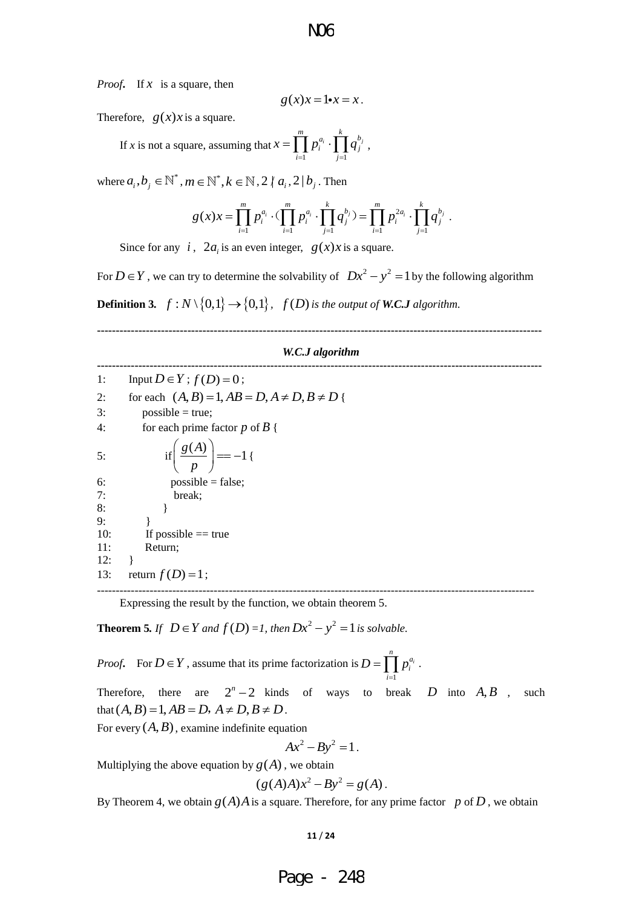*Proof.* If $x$ is a square, then

$$g(x)x = 1 \bullet x = x.$$

Therefore, $g(x)x$ is a square.

If *x* is not a square, assuming that $x = \prod_{i=1}^{m} p_i^{a_i} \cdot \prod_{j=1}^{k} q_j^{b_j}$,

where $a_i, b_j \in \mathbb{N}^*, m \in \mathbb{N}^*, k \in \mathbb{N}, 2 \nmid a_i, 2 \mid b_j$. Then

$$g(x)x = \prod_{i=1}^{m} p_i^{a_i} \cdot (\prod_{i=1}^{m} p_i^{a_i} \cdot \prod_{j=1}^{k} q_j^{b_j}) = \prod_{i=1}^{m} p_i^{2a_i} \cdot \prod_{j=1}^{k} q_j^{b_j}.$$

Since for any $i$, $2a_i$ is an even integer, $g(x)x$ is a square.

For $D \in Y$, we can try to determine the solvability of $Dx^2 - y^2 = 1$ by the following algorithm

**Definition 3.** $f: N \setminus \{0,1\} \to \{0,1\}$, *$f(D)$ is the output of **W.C.J** algorithm.*

---

***W.C.J algorithm***

---

```
1:    Input D ∈ Y ; f(D) = 0 ;
2:    for each (A,B) = 1, AB = D, A ≠ D, B ≠ D {
3:        possible = true;
4:        for each prime factor p of B {
5:            if ( g(A) / p ) == -1 {
6:                possible = false;
7:                break;
8:            }
9:        }
10:       If possible == true
11:       Return;
12:   }
13:   return f(D) = 1;
```

---

Expressing the result by the function, we obtain theorem 5.

**Theorem 5.** *If $D \in Y$ and $f(D) = 1$, then $Dx^2 - y^2 = 1$ is solvable.*

*Proof.* For $D \in Y$, assume that its prime factorization is $D = \prod_{i=1}^{n} p_i^{a_i}$.

Therefore, there are $2^n - 2$ kinds of ways to break $D$ into $A, B$, such that $(A,B) = 1, AB = D, A \neq D, B \neq D$.

For every $(A,B)$, examine indefinite equation

$$Ax^2 - By^2 = 1.$$

Multiplying the above equation by $g(A)$, we obtain

$$(g(A)A)x^2 - By^2 = g(A).$$

By Theorem 4, we obtain $g(A)A$ is a square. Therefore, for any prime factor $p$ of $D$, we obtain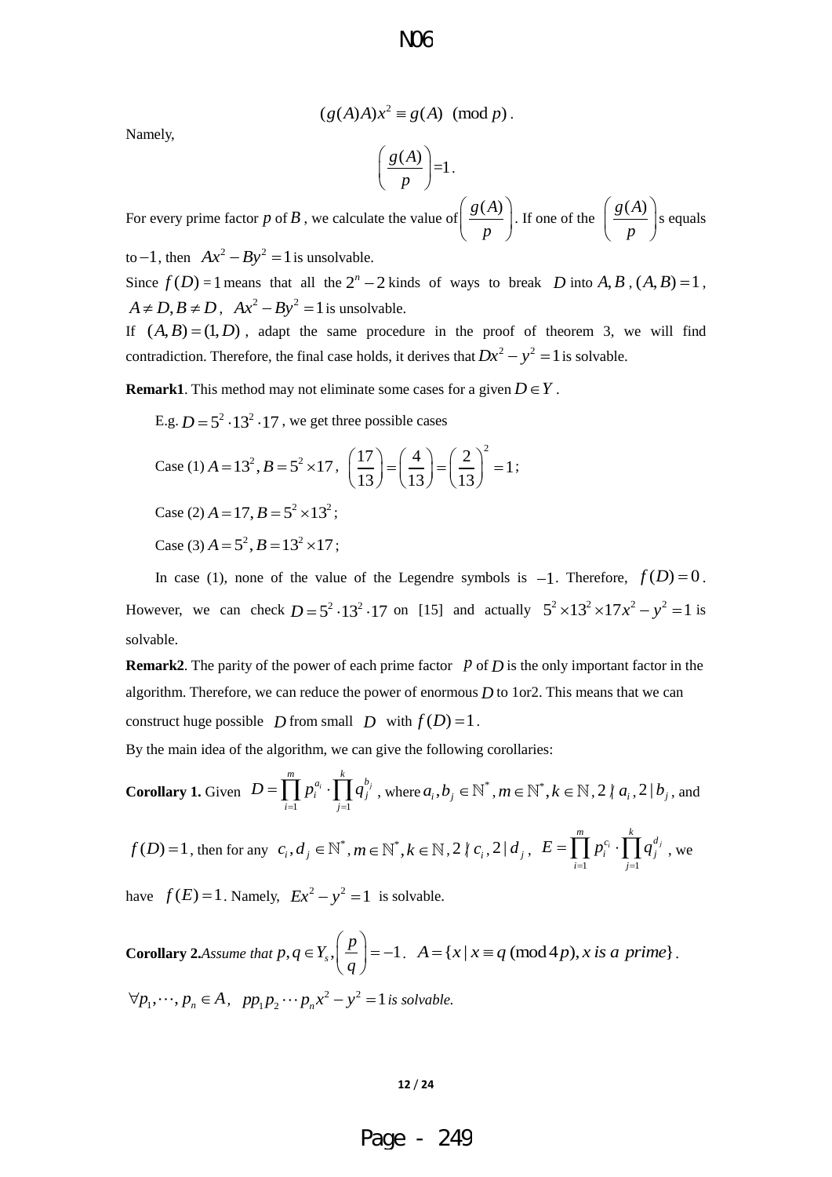$$(g(A)A)x^2 \equiv g(A) \pmod p.$$

Namely,

$$\left(\frac{g(A)}{p}\right)=1.$$

For every prime factor $p$ of $B$, we calculate the value of $\left(\frac{g(A)}{p}\right)$. If one of the $\left(\frac{g(A)}{p}\right)$s equals to $-1$, then $Ax^2 - By^2 = 1$ is unsolvable.

Since $f(D)=1$ means that all the $2^n - 2$ kinds of ways to break $D$ into $A, B$, $(A,B)=1$, $A \neq D, B \neq D$, $Ax^2 - By^2 = 1$ is unsolvable.

If $(A,B)=(1,D)$, adapt the same procedure in the proof of theorem 3, we will find contradiction. Therefore, the final case holds, it derives that $Dx^2 - y^2 = 1$ is solvable.

**Remark1**. This method may not eliminate some cases for a given $D \in Y$.

E.g. $D = 5^2 \cdot 13^2 \cdot 17$, we get three possible cases

Case (1) $A = 13^2, B = 5^2 \times 17$, $\left(\frac{17}{13}\right)=\left(\frac{4}{13}\right)=\left(\frac{2}{13}\right)^2=1$;

Case (2) $A = 17, B = 5^2 \times 13^2$;

Case (3) $A = 5^2, B = 13^2 \times 17$;

In case (1), none of the value of the Legendre symbols is $-1$. Therefore, $f(D)=0$. However, we can check $D = 5^2 \cdot 13^2 \cdot 17$ on [15] and actually $5^2 \times 13^2 \times 17 x^2 - y^2 = 1$ is solvable.

**Remark2**. The parity of the power of each prime factor $p$ of $D$ is the only important factor in the algorithm. Therefore, we can reduce the power of enormous $D$ to 1or2. This means that we can construct huge possible $D$ from small $D$ with $f(D)=1$.

By the main idea of the algorithm, we can give the following corollaries:

**Corollary 1.** Given $D = \prod_{i=1}^{m} p_i^{a_i} \cdot \prod_{j=1}^{k} q_j^{b_j}$, where $a_i, b_j \in \mathbb{N}^*, m \in \mathbb{N}^*, k \in \mathbb{N}, 2 \nmid a_i, 2 \mid b_j$, and $f(D)=1$, then for any $c_i, d_j \in \mathbb{N}^*, m \in \mathbb{N}^*, k \in \mathbb{N}, 2 \nmid c_i, 2 \mid d_j$, $E = \prod_{i=1}^{m} p_i^{c_i} \cdot \prod_{j=1}^{k} q_j^{d_j}$, we have $f(E)=1$. Namely, $Ex^2 - y^2 = 1$ is solvable.

**Corollary 2.** *Assume that* $p, q \in Y_s, \left(\frac{p}{q}\right)=-1$. $A = \{x \mid x \equiv q \pmod{4p}, x \text{ is a prime}\}$. $\forall p_1, \cdots, p_n \in A$, $pp_1p_2\cdots p_n x^2 - y^2 = 1$ *is solvable.*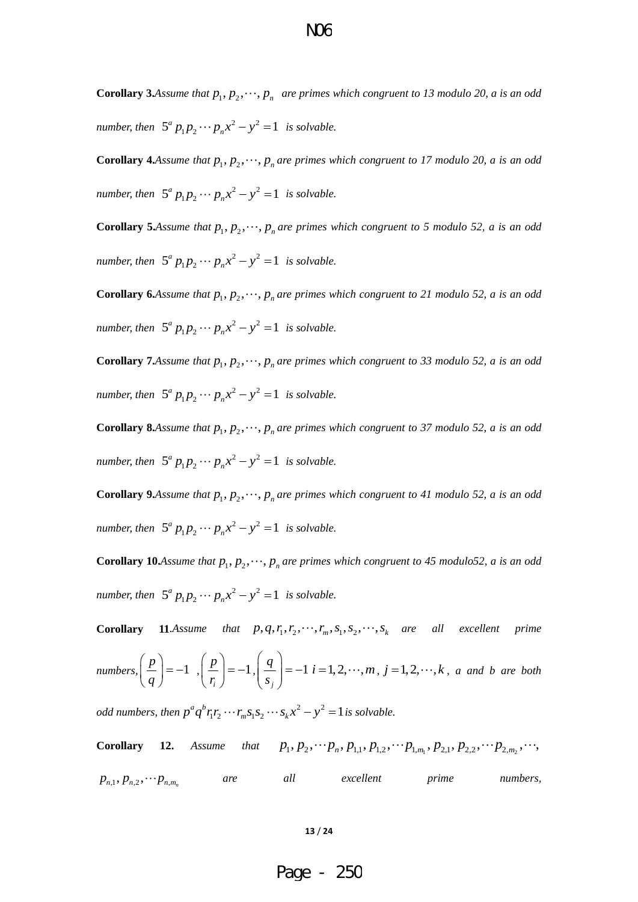**Corollary 3.** *Assume that* $p_1, p_2, \cdots, p_n$ *are primes which congruent to 13 modulo 20, a is an odd number, then* $5^a p_1 p_2 \cdots p_n x^2 - y^2 = 1$ *is solvable.*

**Corollary 4.** *Assume that* $p_1, p_2, \cdots, p_n$ *are primes which congruent to 17 modulo 20, a is an odd number, then* $5^a p_1 p_2 \cdots p_n x^2 - y^2 = 1$ *is solvable.*

**Corollary 5.** *Assume that* $p_1, p_2, \cdots, p_n$ *are primes which congruent to 5 modulo 52, a is an odd number, then* $5^a p_1 p_2 \cdots p_n x^2 - y^2 = 1$ *is solvable.*

**Corollary 6.** *Assume that* $p_1, p_2, \cdots, p_n$ *are primes which congruent to 21 modulo 52, a is an odd number, then* $5^a p_1 p_2 \cdots p_n x^2 - y^2 = 1$ *is solvable.*

**Corollary 7.** *Assume that* $p_1, p_2, \cdots, p_n$ *are primes which congruent to 33 modulo 52, a is an odd number, then* $5^a p_1 p_2 \cdots p_n x^2 - y^2 = 1$ *is solvable.*

**Corollary 8.** *Assume that* $p_1, p_2, \cdots, p_n$ *are primes which congruent to 37 modulo 52, a is an odd number, then* $5^a p_1 p_2 \cdots p_n x^2 - y^2 = 1$ *is solvable.*

**Corollary 9.** *Assume that* $p_1, p_2, \cdots, p_n$ *are primes which congruent to 41 modulo 52, a is an odd number, then* $5^a p_1 p_2 \cdots p_n x^2 - y^2 = 1$ *is solvable.*

**Corollary 10.** *Assume that* $p_1, p_2, \cdots, p_n$ *are primes which congruent to 45 modulo52, a is an odd number, then* $5^a p_1 p_2 \cdots p_n x^2 - y^2 = 1$ *is solvable.*

**Corollary 11.** *Assume that* $p, q, r_1, r_2, \cdots, r_m, s_1, s_2, \cdots, s_k$ *are all excellent prime numbers,* $\left(\frac{p}{q}\right) = -1$ , $\left(\frac{p}{r_i}\right) = -1$, $\left(\frac{q}{s_j}\right) = -1$ $i = 1, 2, \cdots, m$ , $j = 1, 2, \cdots, k$ , *a and b are both odd numbers, then* $p^a q^b r_1 r_2 \cdots r_m s_1 s_2 \cdots s_k x^2 - y^2 = 1$ *is solvable.*

**Corollary 12.** *Assume that* $p_1, p_2, \cdots p_n, p_{1,1}, p_{1,2}, \cdots p_{1,m_1}, p_{2,1}, p_{2,2}, \cdots p_{2,m_2}, \cdots,$ $p_{n,1}, p_{n,2}, \cdots p_{n,m_n}$ *are all excellent prime numbers,*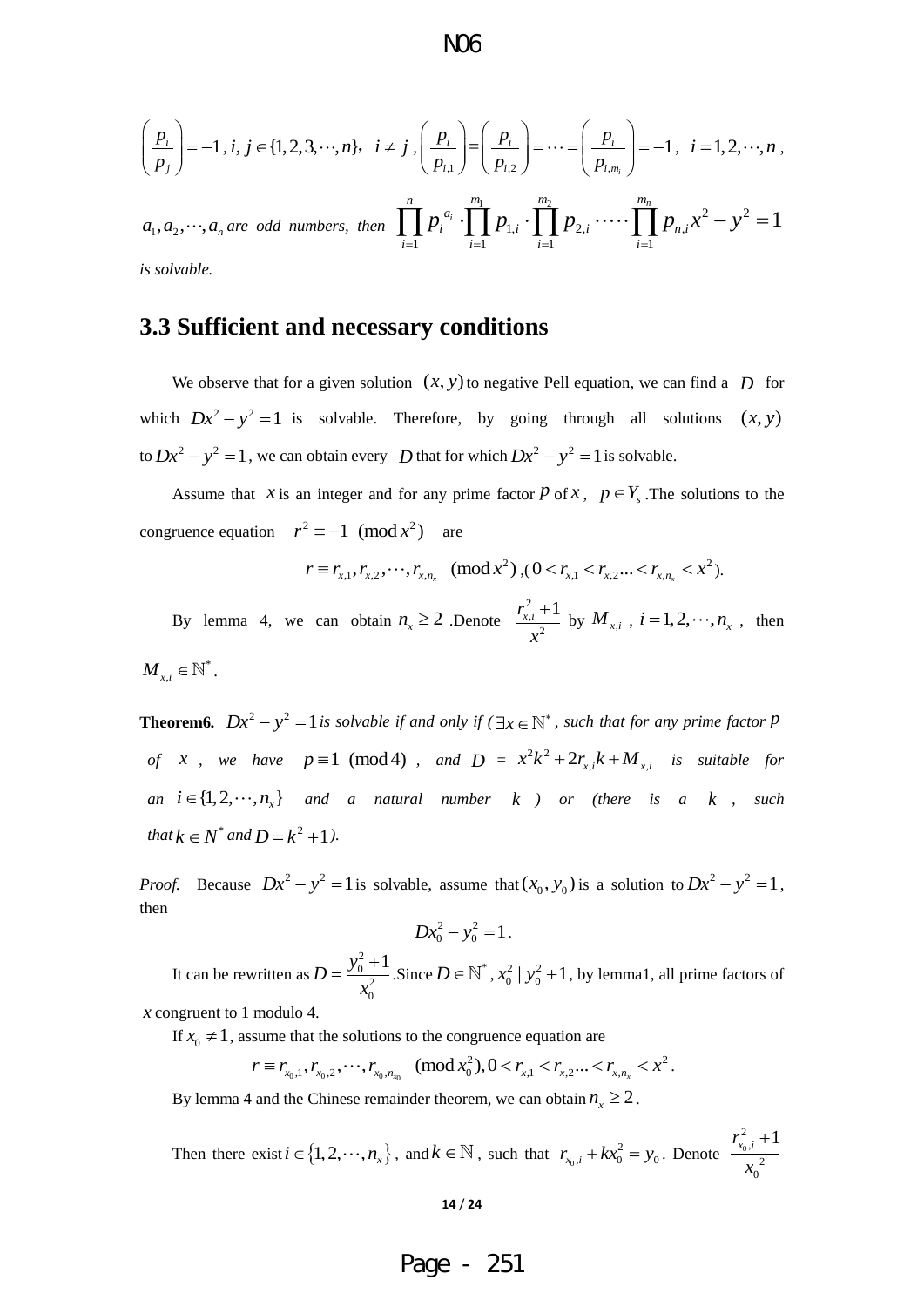$\left(\frac{p_i}{p_j}\right) = -1$, $i, j \in \{1, 2, 3, \cdots, n\}$, $i \neq j$, $\left(\frac{p_i}{p_{i,1}}\right) = \left(\frac{p_i}{p_{i,2}}\right) = \cdots = \left(\frac{p_i}{p_{i,m_i}}\right) = -1$, $i = 1, 2, \cdots, n$,

$a_1, a_2, \cdots, a_n$ *are odd numbers, then* $\prod_{i=1}^{n} p_i^{a_i} \cdot \prod_{i=1}^{m_1} p_{1,i} \cdot \prod_{i=1}^{m_2} p_{2,i} \cdot \cdots \cdot \prod_{i=1}^{m_n} p_{n,i} x^2 - y^2 = 1$ *is solvable.*

### 3.3 Sufficient and necessary conditions

We observe that for a given solution $(x, y)$ to negative Pell equation, we can find a $D$ for which $Dx^2 - y^2 = 1$ is solvable. Therefore, by going through all solutions $(x, y)$ to $Dx^2 - y^2 = 1$, we can obtain every $D$ that for which $Dx^2 - y^2 = 1$ is solvable.

Assume that $x$ is an integer and for any prime factor $p$ of $x$, $p \in Y_s$. The solutions to the congruence equation $r^2 \equiv -1 \pmod{x^2}$ are

$$r \equiv r_{x,1}, r_{x,2}, \cdots, r_{x,n_x} \pmod{x^2}, (0 < r_{x,1} < r_{x,2} ... < r_{x,n_x} < x^2).$$

By lemma 4, we can obtain $n_x \geq 2$. Denote $\frac{r_{x,i}^2 + 1}{x^2}$ by $M_{x,i}$, $i = 1, 2, \cdots, n_x$, then $M_{x,i} \in \mathbb{N}^*$.

**Theorem6.** $Dx^2 - y^2 = 1$ *is solvable if and only if* ($\exists x \in \mathbb{N}^*$, *such that for any prime factor* $p$ *of* $x$, *we have* $p \equiv 1 \pmod 4$, *and* $D = x^2k^2 + 2r_{x,i}k + M_{x,i}$ *is suitable for an* $i \in \{1, 2, \cdots, n_x\}$ *and a natural number* $k$ *) or (there is a* $k$, *such that* $k \in N^*$ *and* $D = k^2 + 1$*).*

*Proof.* Because $Dx^2 - y^2 = 1$ is solvable, assume that $(x_0, y_0)$ is a solution to $Dx^2 - y^2 = 1$, then

$$Dx_0^2 - y_0^2 = 1.$$

It can be rewritten as $D = \frac{y_0^2 + 1}{x_0^2}$. Since $D \in \mathbb{N}^*$, $x_0^2 \mid y_0^2 + 1$, by lemma1, all prime factors of $x$ congruent to 1 modulo 4.

If $x_0 \neq 1$, assume that the solutions to the congruence equation are

$$r \equiv r_{x_0,1}, r_{x_0,2}, \cdots, r_{x_0,n_{x_0}} \pmod{x_0^2}, 0 < r_{x,1} < r_{x,2} ... < r_{x,n_x} < x^2.$$

By lemma 4 and the Chinese remainder theorem, we can obtain $n_x \geq 2$.

Then there exist $i \in \{1, 2, \cdots, n_x\}$, and $k \in \mathbb{N}$, such that $r_{x_0,i} + kx_0^2 = y_0$. Denote $\frac{r_{x_0,i}^2 + 1}{x_0^{\ 2}}$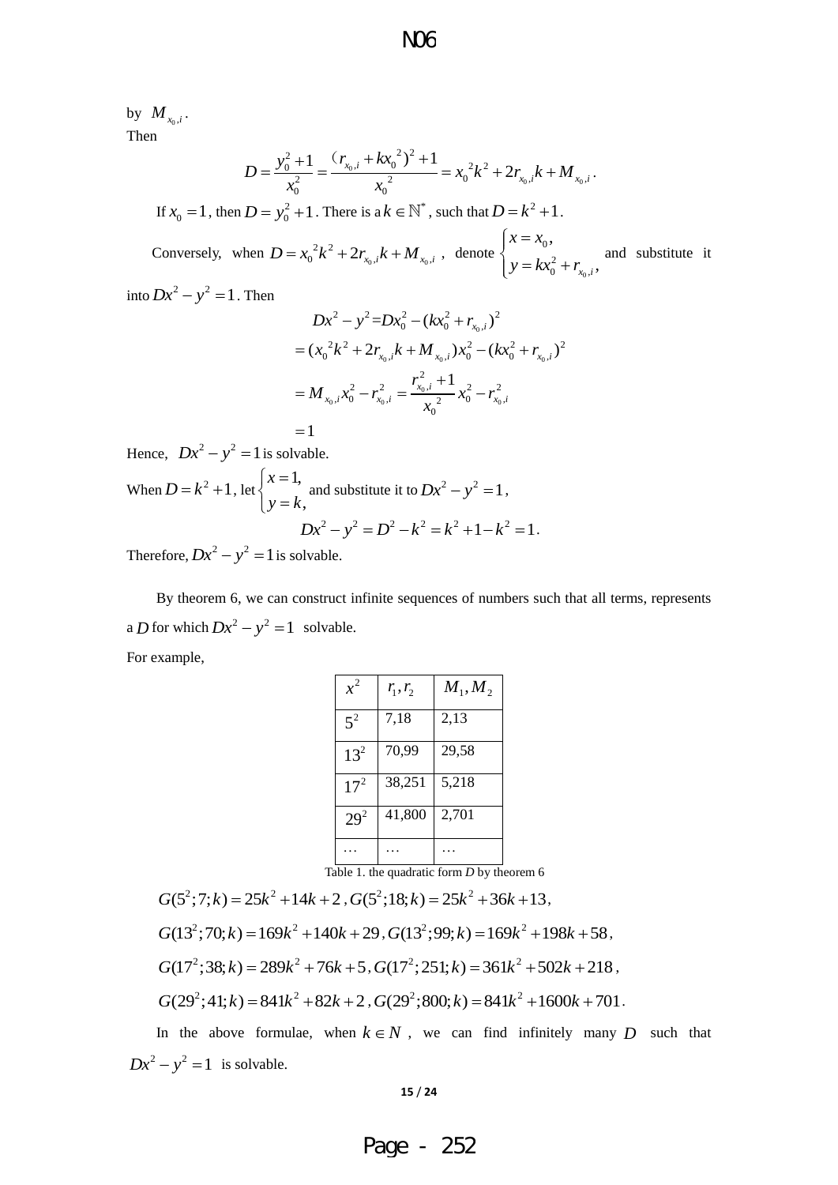by $M_{x_0,i}$.

Then

$$D=\frac{y_0^2+1}{x_0^2}=\frac{(r_{x_0,i}+kx_0{}^2)^2+1}{x_0{}^2}=x_0{}^2k^2+2r_{x_0,i}k+M_{x_0,i}.$$

If $x_0=1$, then $D=y_0^2+1$. There is a $k\in\mathbb{N}^*$, such that $D=k^2+1$.

Conversely, when $D=x_0{}^2k^2+2r_{x_0,i}k+M_{x_0,i}$, denote $\begin{cases}x=x_0,\\ y=kx_0^2+r_{x_0,i},\end{cases}$ and substitute it into $Dx^2-y^2=1$. Then

$$\begin{aligned}Dx^2-y^2&=Dx_0^2-(kx_0^2+r_{x_0,i})^2\\&=(x_0{}^2k^2+2r_{x_0,i}k+M_{x_0,i})x_0^2-(kx_0^2+r_{x_0,i})^2\\&=M_{x_0,i}x_0^2-r_{x_0,i}^2=\frac{r_{x_0,i}^2+1}{x_0{}^2}x_0^2-r_{x_0,i}^2\\&=1\end{aligned}$$

Hence, $Dx^2-y^2=1$ is solvable.

When $D=k^2+1$, let $\begin{cases}x=1,\\ y=k,\end{cases}$ and substitute it to $Dx^2-y^2=1$,

$$Dx^2-y^2=D^2-k^2=k^2+1-k^2=1.$$

Therefore, $Dx^2-y^2=1$ is solvable.

By theorem 6, we can construct infinite sequences of numbers such that all terms, represents a $D$ for which $Dx^2-y^2=1$ solvable.

For example,

| $x^2$ | $r_1,r_2$ | $M_1,M_2$ |
|---|---|---|
| $5^2$ | 7,18 | 2,13 |
| $13^2$ | 70,99 | 29,58 |
| $17^2$ | 38,251 | 5,218 |
| $29^2$ | 41,800 | 2,701 |
| … | … | … |

Table 1. the quadratic form *D* by theorem 6

$G(5^2;7;k)=25k^2+14k+2$, $G(5^2;18;k)=25k^2+36k+13$,

$G(13^2;70;k)=169k^2+140k+29$, $G(13^2;99;k)=169k^2+198k+58$,

$G(17^2;38;k)=289k^2+76k+5$, $G(17^2;251;k)=361k^2+502k+218$,

$G(29^2;41;k)=841k^2+82k+2$, $G(29^2;800;k)=841k^2+1600k+701$.

In the above formulae, when $k\in N$, we can find infinitely many $D$ such that $Dx^2-y^2=1$ is solvable.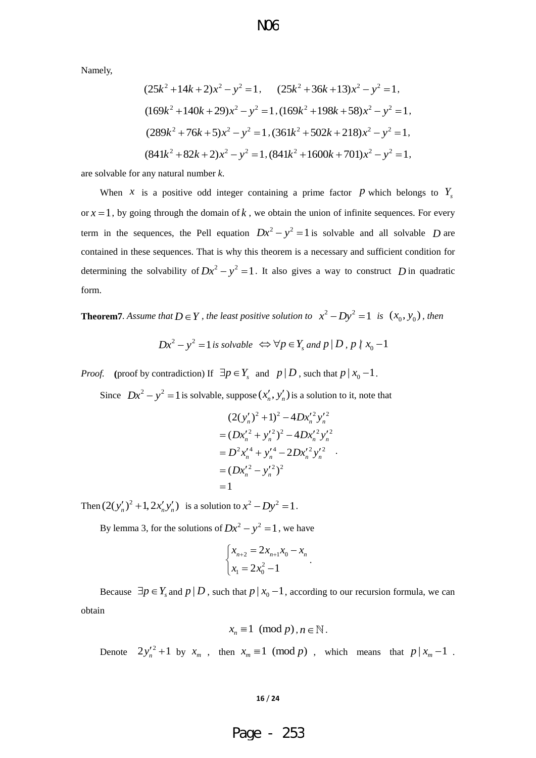Namely,

$$(25k^2+14k+2)x^2-y^2=1, \quad (25k^2+36k+13)x^2-y^2=1,$$

$$(169k^2+140k+29)x^2-y^2=1, (169k^2+198k+58)x^2-y^2=1,$$

$$(289k^2+76k+5)x^2-y^2=1, (361k^2+502k+218)x^2-y^2=1,$$

$$(841k^2+82k+2)x^2-y^2=1, (841k^2+1600k+701)x^2-y^2=1,$$

are solvable for any natural number *k*.

When $x$ is a positive odd integer containing a prime factor $p$ which belongs to $Y_s$ or $x=1$, by going through the domain of $k$, we obtain the union of infinite sequences. For every term in the sequences, the Pell equation $Dx^2-y^2=1$ is solvable and all solvable $D$ are contained in these sequences. That is why this theorem is a necessary and sufficient condition for determining the solvability of $Dx^2-y^2=1$. It also gives a way to construct $D$ in quadratic form.

**Theorem7**. *Assume that* $D\in Y$ *, the least positive solution to* $x^2-Dy^2=1$ *is* $(x_0,y_0)$ *, then*

$$Dx^2-y^2=1 \text{ is solvable } \Leftrightarrow \forall p\in Y_s \text{ and } p\mid D,\ p\nmid x_0-1$$

*Proof.* **(**proof by contradiction) If $\exists p\in Y_s$ and $p\mid D$, such that $p\mid x_0-1$.

Since $Dx^2-y^2=1$ is solvable, suppose $(x_n', y_n')$ is a solution to it, note that

$$\begin{aligned}
&(2(y_n')^2+1)^2-4Dx_n'^2y_n'^2\\
&=(Dx_n'^2+y_n'^2)^2-4Dx_n'^2y_n'^2\\
&=D^2x_n'^4+y_n'^4-2Dx_n'^2y_n'^2\\
&=(Dx_n'^2-y_n'^2)^2\\
&=1
\end{aligned}.$$

Then $(2(y_n')^2+1, 2x_n'y_n')$ is a solution to $x^2-Dy^2=1$.

By lemma 3, for the solutions of $Dx^2-y^2=1$, we have

$$\begin{cases} x_{n+2}=2x_{n+1}x_0-x_n \\ x_1=2x_0^2-1 \end{cases}.$$

Because $\exists p\in Y_s$ and $p\mid D$, such that $p\mid x_0-1$, according to our recursion formula, we can obtain

$$x_n\equiv 1 \pmod p, n\in\mathbb{N}.$$

Denote $2y_n'^2+1$ by $x_m$, then $x_m\equiv 1 \pmod p$, which means that $p\mid x_m-1$.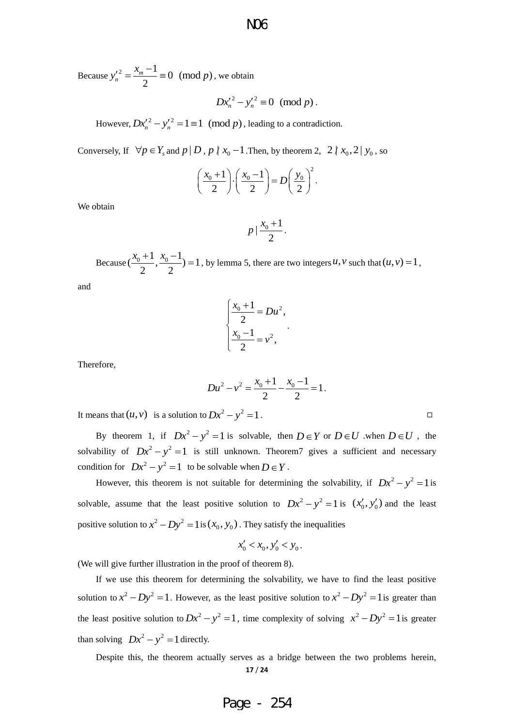Because $y_n'^2 = \frac{x_m - 1}{2} \equiv 0 \pmod{p}$, we obtain

$$Dx_n'^2 - y_n'^2 \equiv 0 \pmod{p}.$$

However, $Dx_n'^2 - y_n'^2 = 1 \equiv 1 \pmod{p}$, leading to a contradiction.

Conversely, If $\forall p \in Y_s$ and $p \mid D$, $p \nmid x_0 - 1$. Then, by theorem 2, $2 \nmid x_0, 2 \mid y_0$, so

$$\left(\frac{x_0+1}{2}\right) \cdot \left(\frac{x_0-1}{2}\right) = D\left(\frac{y_0}{2}\right)^2.$$

We obtain

$$p \mid \frac{x_0+1}{2}.$$

Because $(\frac{x_0+1}{2}, \frac{x_0-1}{2}) = 1$, by lemma 5, there are two integers $u, v$ such that $(u,v) = 1$, and

$$\begin{cases} \frac{x_0+1}{2} = Du^2, \\ \frac{x_0-1}{2} = v^2, \end{cases}.$$

Therefore,

$$Du^2 - v^2 = \frac{x_0+1}{2} - \frac{x_0-1}{2} = 1.$$

It means that $(u,v)$ is a solution to $Dx^2 - y^2 = 1$. □

By theorem 1, if $Dx^2 - y^2 = 1$ is solvable, then $D \in Y$ or $D \in U$ .when $D \in U$ , the solvability of $Dx^2 - y^2 = 1$ is still unknown. Theorem7 gives a sufficient and necessary condition for $Dx^2 - y^2 = 1$ to be solvable when $D \in Y$.

However, this theorem is not suitable for determining the solvability, if $Dx^2 - y^2 = 1$ is solvable, assume that the least positive solution to $Dx^2 - y^2 = 1$ is $(x_0', y_0')$ and the least positive solution to $x^2 - Dy^2 = 1$ is $(x_0, y_0)$. They satisfy the inequalities

$$x_0' < x_0, y_0' < y_0.$$

(We will give further illustration in the proof of theorem 8).

If we use this theorem for determining the solvability, we have to find the least positive solution to $x^2 - Dy^2 = 1$. However, as the least positive solution to $x^2 - Dy^2 = 1$ is greater than the least positive solution to $Dx^2 - y^2 = 1$, time complexity of solving $x^2 - Dy^2 = 1$ is greater than solving $Dx^2 - y^2 = 1$ directly.

Despite this, the theorem actually serves as a bridge between the two problems herein,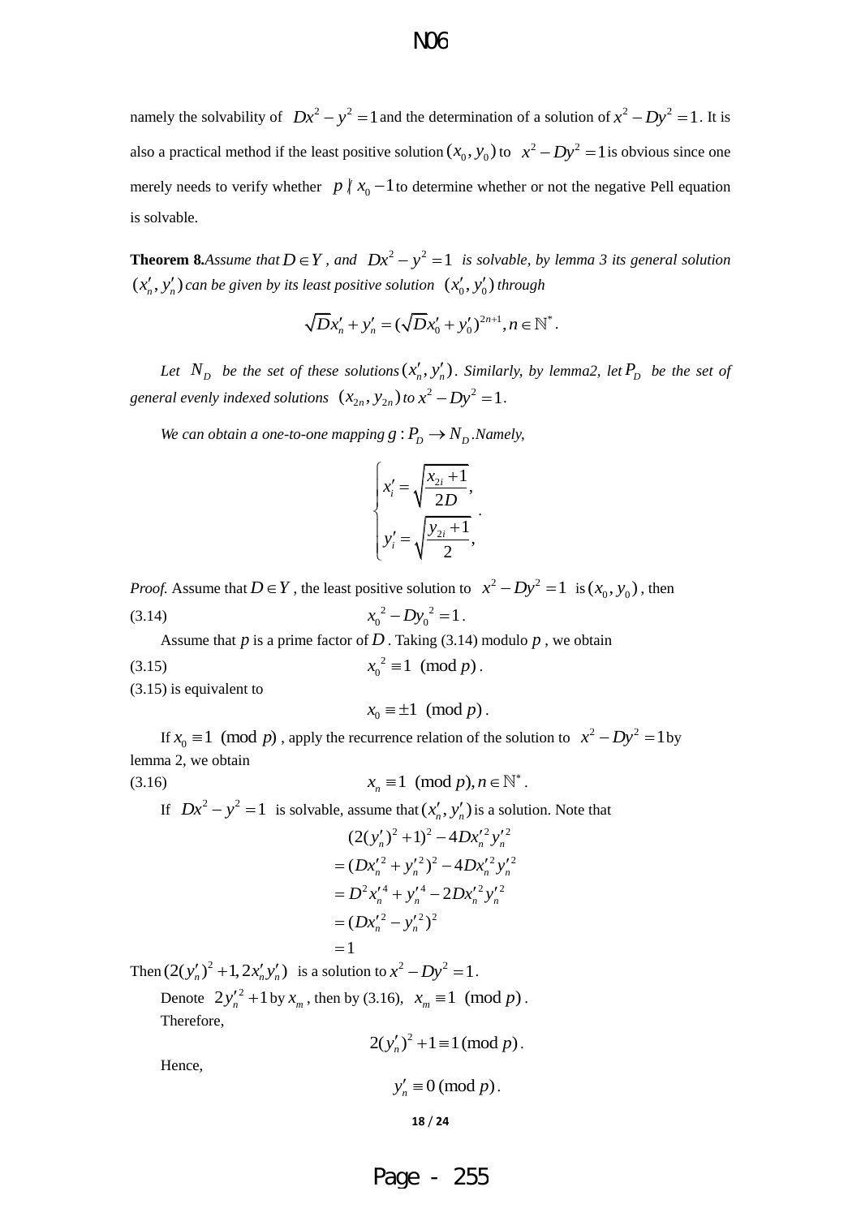namely the solvability of $Dx^2 - y^2 = 1$ and the determination of a solution of $x^2 - Dy^2 = 1$. It is also a practical method if the least positive solution $(x_0, y_0)$ to $x^2 - Dy^2 = 1$ is obvious since one merely needs to verify whether $p \nmid x_0 - 1$ to determine whether or not the negative Pell equation is solvable.

**Theorem 8.** *Assume that $D \in Y$, and $Dx^2 - y^2 = 1$ is solvable, by lemma 3 its general solution $(x_n', y_n')$ can be given by its least positive solution $(x_0', y_0')$ through*

$$\sqrt{D}x_n' + y_n' = (\sqrt{D}x_0' + y_0')^{2n+1}, n \in \mathbb{N}^*.$$

*Let $N_D$ be the set of these solutions $(x_n', y_n')$. Similarly, by lemma2, let $P_D$ be the set of general evenly indexed solutions $(x_{2n}, y_{2n})$ to $x^2 - Dy^2 = 1$.*

*We can obtain a one-to-one mapping $g: P_D \to N_D$. Namely,*

$$\begin{cases} x_i' = \sqrt{\dfrac{x_{2i}+1}{2D}}, \\ y_i' = \sqrt{\dfrac{y_{2i}+1}{2}}, \end{cases}.$$

*Proof.* Assume that $D \in Y$, the least positive solution to $x^2 - Dy^2 = 1$ is $(x_0, y_0)$, then

$$x_0^2 - Dy_0^2 = 1. \tag{3.14}$$

Assume that $p$ is a prime factor of $D$. Taking (3.14) modulo $p$, we obtain

$$x_0^2 \equiv 1 \pmod{p}. \tag{3.15}$$

(3.15) is equivalent to

$$x_0 \equiv \pm 1 \pmod{p}.$$

If $x_0 \equiv 1 \pmod{p}$, apply the recurrence relation of the solution to $x^2 - Dy^2 = 1$ by lemma 2, we obtain

$$x_n \equiv 1 \pmod{p}, n \in \mathbb{N}^*. \tag{3.16}$$

If $Dx^2 - y^2 = 1$ is solvable, assume that $(x_n', y_n')$ is a solution. Note that

$$\begin{aligned}
&(2(y_n')^2 + 1)^2 - 4Dx_n'^2 y_n'^2 \\
&= (Dx_n'^2 + y_n'^2)^2 - 4Dx_n'^2 y_n'^2 \\
&= D^2 x_n'^4 + y_n'^4 - 2Dx_n'^2 y_n'^2 \\
&= (Dx_n'^2 - y_n'^2)^2 \\
&= 1
\end{aligned}$$

Then $(2(y_n')^2 + 1, 2x_n' y_n')$ is a solution to $x^2 - Dy^2 = 1$.

Denote $2y_n'^2 + 1$ by $x_m$, then by (3.16), $x_m \equiv 1 \pmod{p}$.

Therefore,

$$2(y_n')^2 + 1 \equiv 1 \pmod{p}.$$

Hence,

$$y_n' \equiv 0 \pmod{p}.$$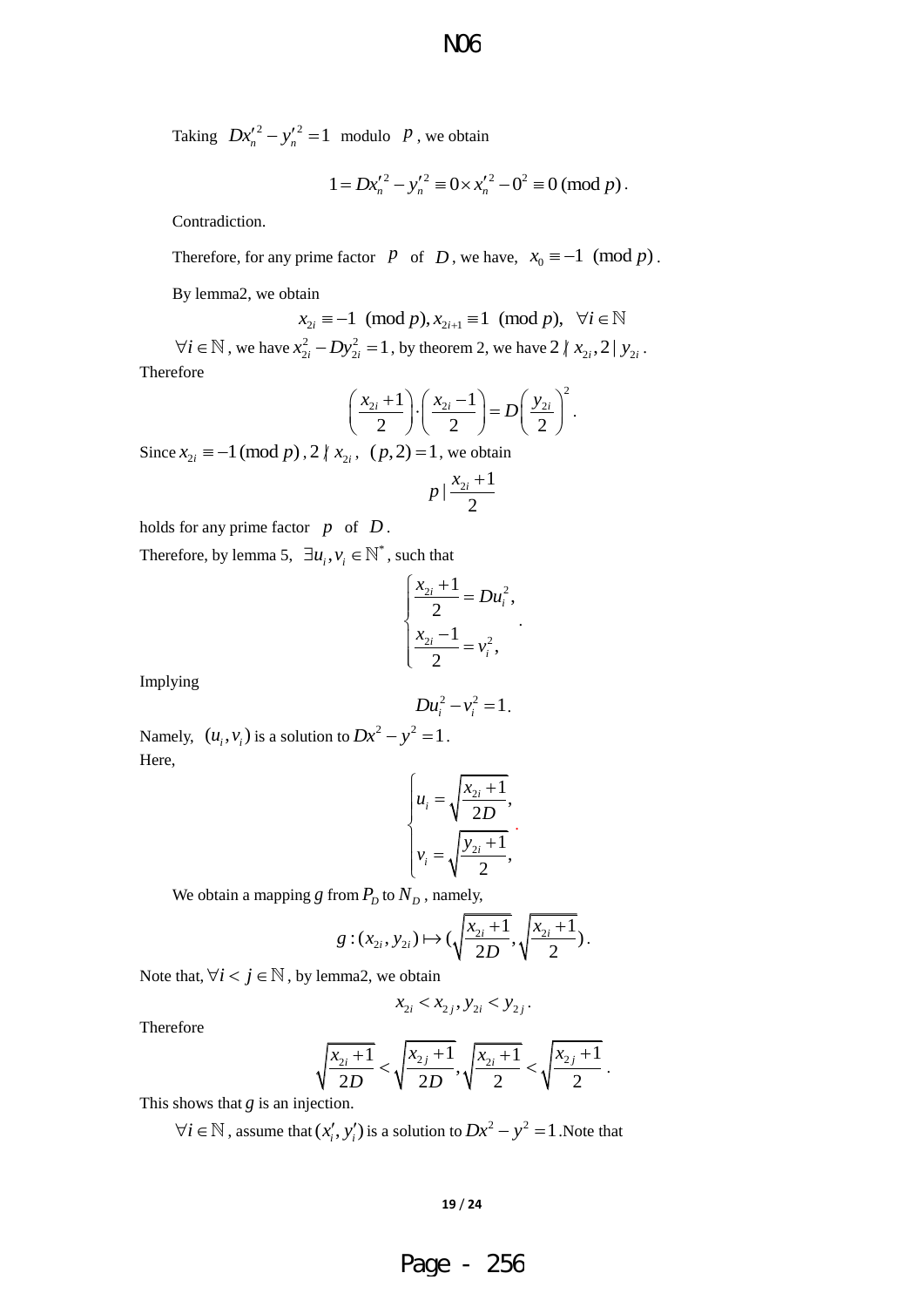Taking $Dx_n'^2 - y_n'^2 = 1$ modulo $p$, we obtain

$$1 = Dx_n'^2 - y_n'^2 \equiv 0 \times x_n'^2 - 0^2 \equiv 0 \pmod p.$$

Contradiction.

Therefore, for any prime factor $p$ of $D$, we have, $x_0 \equiv -1 \pmod p$.

By lemma2, we obtain

$$x_{2i} \equiv -1 \pmod p, x_{2i+1} \equiv 1 \pmod p, \quad \forall i \in \mathbb{N}$$

$\forall i \in \mathbb{N}$, we have $x_{2i}^2 - Dy_{2i}^2 = 1$, by theorem 2, we have $2 \nmid x_{2i}, 2 \mid y_{2i}$. Therefore

$$\left(\frac{x_{2i}+1}{2}\right) \cdot \left(\frac{x_{2i}-1}{2}\right) = D\left(\frac{y_{2i}}{2}\right)^2.$$

Since $x_{2i} \equiv -1 \pmod p$, $2 \nmid x_{2i}$, $(p,2)=1$, we obtain

$$p \mid \frac{x_{2i}+1}{2}$$

holds for any prime factor $p$ of $D$.

Therefore, by lemma 5, $\exists u_i, v_i \in \mathbb{N}^*$, such that

$$\begin{cases} \dfrac{x_{2i}+1}{2} = Du_i^2, \\ \dfrac{x_{2i}-1}{2} = v_i^2, \end{cases}.$$

Implying

$$Du_i^2 - v_i^2 = 1.$$

Namely, $(u_i, v_i)$ is a solution to $Dx^2 - y^2 = 1$.

Here,

$$\begin{cases} u_i = \sqrt{\dfrac{x_{2i}+1}{2D}}, \\ v_i = \sqrt{\dfrac{y_{2i}+1}{2}}, \end{cases}.$$

We obtain a mapping $g$ from $P_D$ to $N_D$, namely,

$$g : (x_{2i}, y_{2i}) \mapsto \left(\sqrt{\frac{x_{2i}+1}{2D}}, \sqrt{\frac{x_{2i}+1}{2}}\right).$$

Note that, $\forall i < j \in \mathbb{N}$, by lemma2, we obtain

$$x_{2i} < x_{2j}, y_{2i} < y_{2j}.$$

Therefore

$$\sqrt{\frac{x_{2i}+1}{2D}} < \sqrt{\frac{x_{2j}+1}{2D}}, \sqrt{\frac{x_{2i}+1}{2}} < \sqrt{\frac{x_{2j}+1}{2}}.$$

This shows that $g$ is an injection.

$\forall i \in \mathbb{N}$, assume that $(x_i', y_i')$ is a solution to $Dx^2 - y^2 = 1$. Note that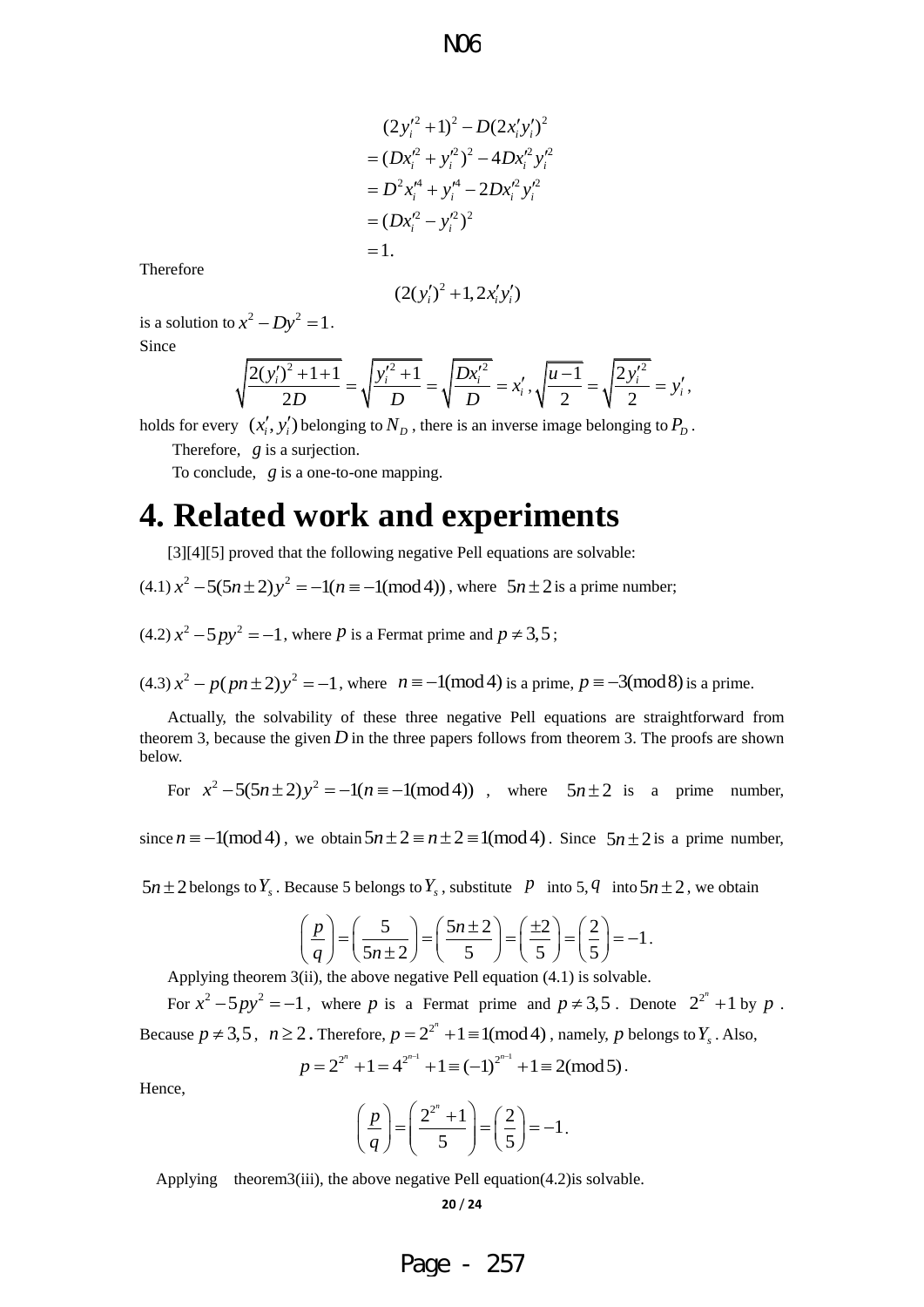$$
\begin{aligned}
&(2y_i'^2+1)^2 - D(2x_i'y_i')^2 \\
&= (Dx_i'^2 + y_i'^2)^2 - 4Dx_i'^2 y_i'^2 \\
&= D^2 x_i'^4 + y_i'^4 - 2Dx_i'^2 y_i'^2 \\
&= (Dx_i'^2 - y_i'^2)^2 \\
&= 1.
\end{aligned}
$$

Therefore

$$(2(y_i')^2+1, 2x_i'y_i')$$

is a solution to $x^2 - Dy^2 = 1$.

Since

$$\sqrt{\frac{2(y_i')^2+1+1}{2D}} = \sqrt{\frac{y_i'^2+1}{D}} = \sqrt{\frac{Dx_i'^2}{D}} = x_i', \sqrt{\frac{u-1}{2}} = \sqrt{\frac{2y_i'^2}{2}} = y_i',$$

holds for every $(x_i', y_i')$ belonging to $N_D$, there is an inverse image belonging to $P_D$.

Therefore, $g$ is a surjection.

To conclude, $g$ is a one-to-one mapping.

# 4. Related work and experiments

[3][4][5] proved that the following negative Pell equations are solvable:

(4.1) $x^2 - 5(5n \pm 2)y^2 = -1 (n \equiv -1 (\bmod 4))$, where $5n \pm 2$ is a prime number;

(4.2) $x^2 - 5py^2 = -1$, where $p$ is a Fermat prime and $p \neq 3, 5$;

(4.3) $x^2 - p(pn \pm 2)y^2 = -1$, where $n \equiv -1 (\bmod 4)$ is a prime, $p \equiv -3 (\bmod 8)$ is a prime.

Actually, the solvability of these three negative Pell equations are straightforward from theorem 3, because the given $D$ in the three papers follows from theorem 3. The proofs are shown below.

For $x^2 - 5(5n \pm 2)y^2 = -1 (n \equiv -1 (\bmod 4))$, where $5n \pm 2$ is a prime number, since $n \equiv -1 (\bmod 4)$, we obtain $5n \pm 2 \equiv n \pm 2 \equiv 1 (\bmod 4)$. Since $5n \pm 2$ is a prime number, $5n \pm 2$ belongs to $Y_s$. Because 5 belongs to $Y_s$, substitute $p$ into 5, $q$ into $5n \pm 2$, we obtain

$$\left(\frac{p}{q}\right) = \left(\frac{5}{5n \pm 2}\right) = \left(\frac{5n \pm 2}{5}\right) = \left(\frac{\pm 2}{5}\right) = \left(\frac{2}{5}\right) = -1.$$

Applying theorem 3(ii), the above negative Pell equation (4.1) is solvable.

For $x^2 - 5py^2 = -1$, where $p$ is a Fermat prime and $p \neq 3, 5$. Denote $2^{2^n} + 1$ by $p$. Because $p \neq 3, 5$, $n \geq 2$. Therefore, $p = 2^{2^n} + 1 \equiv 1 (\bmod 4)$, namely, $p$ belongs to $Y_s$. Also,

$$p = 2^{2^n} + 1 = 4^{2^{n-1}} + 1 \equiv (-1)^{2^{n-1}} + 1 \equiv 2 (\bmod 5).$$

Hence,

$$\left(\frac{p}{q}\right) = \left(\frac{2^{2^n}+1}{5}\right) = \left(\frac{2}{5}\right) = -1.$$

Applying theorem3(iii), the above negative Pell equation(4.2)is solvable.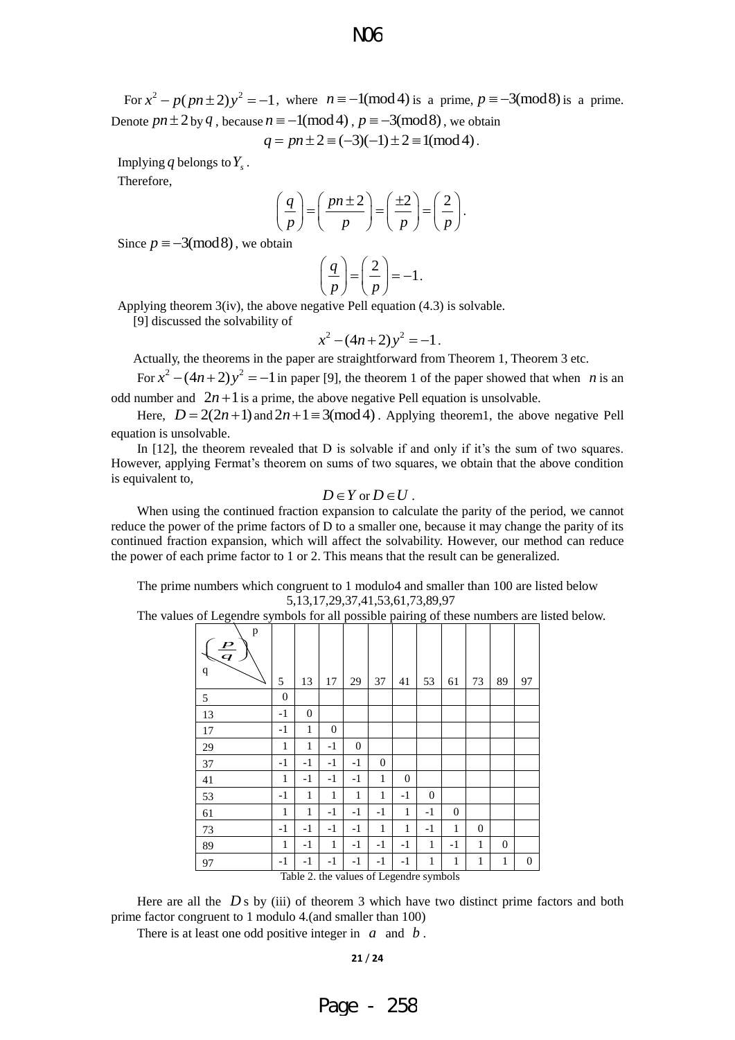For $x^2 - p(pn \pm 2)y^2 = -1$, where $n \equiv -1 \pmod 4$ is a prime, $p \equiv -3 \pmod 8$ is a prime. Denote $pn \pm 2$ by $q$, because $n \equiv -1 \pmod 4$, $p \equiv -3 \pmod 8$, we obtain

$$q = pn \pm 2 \equiv (-3)(-1) \pm 2 \equiv 1 \pmod 4.$$

Implying $q$ belongs to $Y_s$.

Therefore,

$$\left(\frac{q}{p}\right) = \left(\frac{pn \pm 2}{p}\right) = \left(\frac{\pm 2}{p}\right) = \left(\frac{2}{p}\right).$$

Since $p \equiv -3 \pmod 8$, we obtain

$$\left(\frac{q}{p}\right) = \left(\frac{2}{p}\right) = -1.$$

Applying theorem 3(iv), the above negative Pell equation (4.3) is solvable.

[9] discussed the solvability of

$$x^2 - (4n+2)y^2 = -1.$$

Actually, the theorems in the paper are straightforward from Theorem 1, Theorem 3 etc.

For $x^2 - (4n+2)y^2 = -1$ in paper [9], the theorem 1 of the paper showed that when $n$ is an odd number and $2n+1$ is a prime, the above negative Pell equation is unsolvable.

Here, $D = 2(2n+1)$ and $2n+1 \equiv 3 \pmod 4$. Applying theorem1, the above negative Pell equation is unsolvable.

In [12], the theorem revealed that D is solvable if and only if it's the sum of two squares. However, applying Fermat's theorem on sums of two squares, we obtain that the above condition is equivalent to,

$$D \in Y \text{ or } D \in U.$$

When using the continued fraction expansion to calculate the parity of the period, we cannot reduce the power of the prime factors of D to a smaller one, because it may change the parity of its continued fraction expansion, which will affect the solvability. However, our method can reduce the power of each prime factor to 1 or 2. This means that the result can be generalized.

The prime numbers which congruent to 1 modulo4 and smaller than 100 are listed below

5,13,17,29,37,41,53,61,73,89,97

The values of Legendre symbols for all possible pairing of these numbers are listed below.

| $\left(\frac{p}{q}\right)$ q \ p | 5 | 13 | 17 | 29 | 37 | 41 | 53 | 61 | 73 | 89 | 97 |
|---|---|---|---|---|---|---|---|---|---|---|---|
| 5 | 0 | | | | | | | | | | |
| 13 | -1 | 0 | | | | | | | | | |
| 17 | -1 | 1 | 0 | | | | | | | | |
| 29 | 1 | 1 | -1 | 0 | | | | | | | |
| 37 | -1 | -1 | -1 | -1 | 0 | | | | | | |
| 41 | 1 | -1 | -1 | -1 | 1 | 0 | | | | | |
| 53 | -1 | 1 | 1 | 1 | 1 | -1 | 0 | | | | |
| 61 | 1 | 1 | -1 | -1 | -1 | 1 | -1 | 0 | | | |
| 73 | -1 | -1 | -1 | -1 | 1 | 1 | -1 | 1 | 0 | | |
| 89 | 1 | -1 | 1 | -1 | -1 | -1 | 1 | -1 | 1 | 0 | |
| 97 | -1 | -1 | -1 | -1 | -1 | -1 | 1 | 1 | 1 | 1 | 0 |

Table 2. the values of Legendre symbols

Here are all the $D$s by (iii) of theorem 3 which have two distinct prime factors and both prime factor congruent to 1 modulo 4.(and smaller than 100)

There is at least one odd positive integer in $a$ and $b$.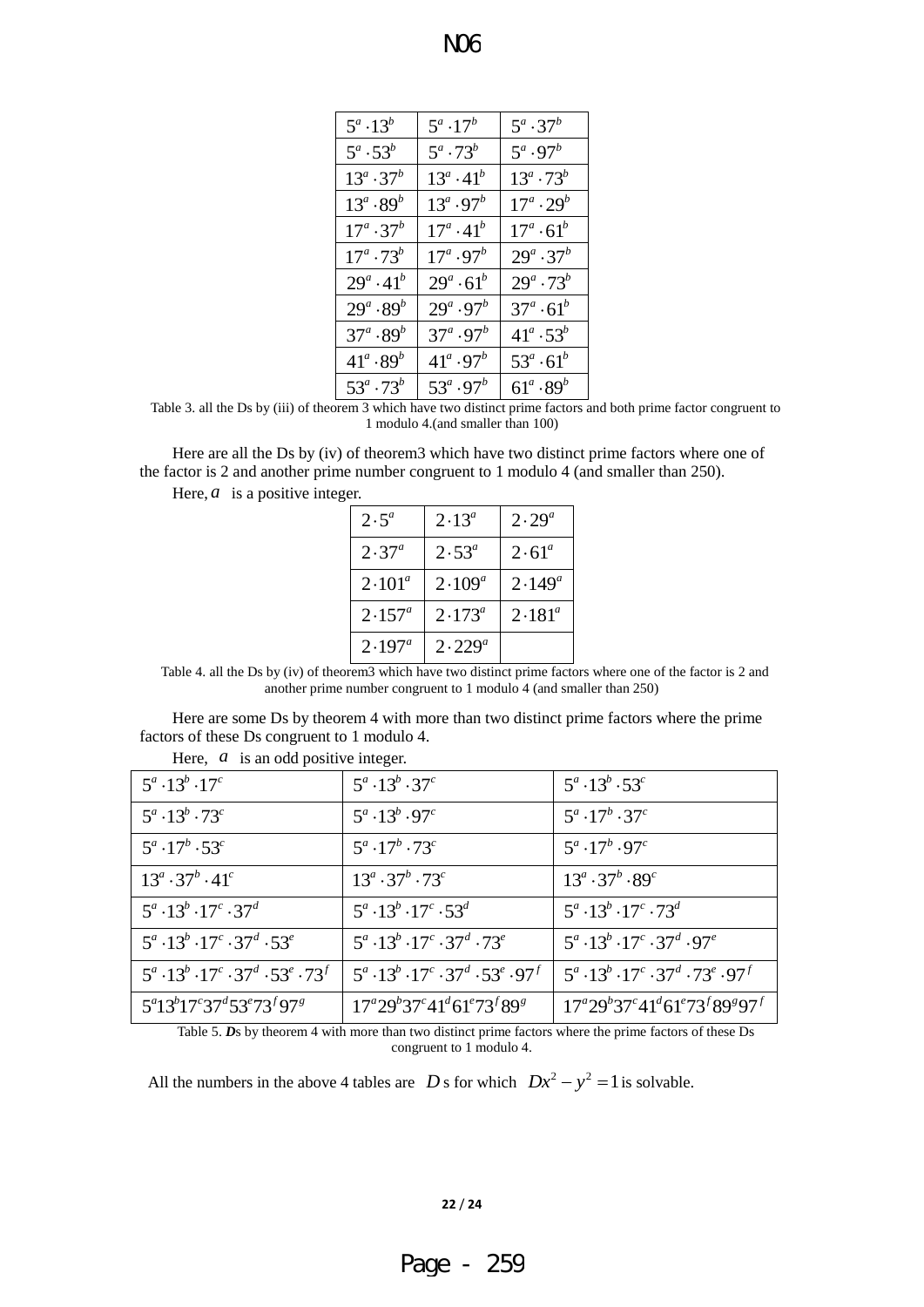| | | |
|---|---|---|
| $5^a \cdot 13^b$ | $5^a \cdot 17^b$ | $5^a \cdot 37^b$ |
| $5^a \cdot 53^b$ | $5^a \cdot 73^b$ | $5^a \cdot 97^b$ |
| $13^a \cdot 37^b$ | $13^a \cdot 41^b$ | $13^a \cdot 73^b$ |
| $13^a \cdot 89^b$ | $13^a \cdot 97^b$ | $17^a \cdot 29^b$ |
| $17^a \cdot 37^b$ | $17^a \cdot 41^b$ | $17^a \cdot 61^b$ |
| $17^a \cdot 73^b$ | $17^a \cdot 97^b$ | $29^a \cdot 37^b$ |
| $29^a \cdot 41^b$ | $29^a \cdot 61^b$ | $29^a \cdot 73^b$ |
| $29^a \cdot 89^b$ | $29^a \cdot 97^b$ | $37^a \cdot 61^b$ |
| $37^a \cdot 89^b$ | $37^a \cdot 97^b$ | $41^a \cdot 53^b$ |
| $41^a \cdot 89^b$ | $41^a \cdot 97^b$ | $53^a \cdot 61^b$ |
| $53^a \cdot 73^b$ | $53^a \cdot 97^b$ | $61^a \cdot 89^b$ |

Table 3. all the Ds by (iii) of theorem 3 which have two distinct prime factors and both prime factor congruent to 1 modulo 4.(and smaller than 100)

Here are all the Ds by (iv) of theorem3 which have two distinct prime factors where one of the factor is 2 and another prime number congruent to 1 modulo 4 (and smaller than 250).

Here, $a$ is a positive integer.

| | | |
|---|---|---|
| $2 \cdot 5^a$ | $2 \cdot 13^a$ | $2 \cdot 29^a$ |
| $2 \cdot 37^a$ | $2 \cdot 53^a$ | $2 \cdot 61^a$ |
| $2 \cdot 101^a$ | $2 \cdot 109^a$ | $2 \cdot 149^a$ |
| $2 \cdot 157^a$ | $2 \cdot 173^a$ | $2 \cdot 181^a$ |
| $2 \cdot 197^a$ | $2 \cdot 229^a$ | |

Table 4. all the Ds by (iv) of theorem3 which have two distinct prime factors where one of the factor is 2 and another prime number congruent to 1 modulo 4 (and smaller than 250)

Here are some Ds by theorem 4 with more than two distinct prime factors where the prime factors of these Ds congruent to 1 modulo 4.

Here, $a$ is an odd positive integer.

| | | |
|---|---|---|
| $5^a \cdot 13^b \cdot 17^c$ | $5^a \cdot 13^b \cdot 37^c$ | $5^a \cdot 13^b \cdot 53^c$ |
| $5^a \cdot 13^b \cdot 73^c$ | $5^a \cdot 13^b \cdot 97^c$ | $5^a \cdot 17^b \cdot 37^c$ |
| $5^a \cdot 17^b \cdot 53^c$ | $5^a \cdot 17^b \cdot 73^c$ | $5^a \cdot 17^b \cdot 97^c$ |
| $13^a \cdot 37^b \cdot 41^c$ | $13^a \cdot 37^b \cdot 73^c$ | $13^a \cdot 37^b \cdot 89^c$ |
| $5^a \cdot 13^b \cdot 17^c \cdot 37^d$ | $5^a \cdot 13^b \cdot 17^c \cdot 53^d$ | $5^a \cdot 13^b \cdot 17^c \cdot 73^d$ |
| $5^a \cdot 13^b \cdot 17^c \cdot 37^d \cdot 53^e$ | $5^a \cdot 13^b \cdot 17^c \cdot 37^d \cdot 73^e$ | $5^a \cdot 13^b \cdot 17^c \cdot 37^d \cdot 97^e$ |
| $5^a \cdot 13^b \cdot 17^c \cdot 37^d \cdot 53^e \cdot 73^f$ | $5^a \cdot 13^b \cdot 17^c \cdot 37^d \cdot 53^e \cdot 97^f$ | $5^a \cdot 13^b \cdot 17^c \cdot 37^d \cdot 73^e \cdot 97^f$ |
| $5^a 13^b 17^c 37^d 53^e 73^f 97^g$ | $17^a 29^b 37^c 41^d 61^e 73^f 89^g$ | $17^a 29^b 37^c 41^d 61^e 73^f 89^g 97^f$ |

Table 5. ***D***s by theorem 4 with more than two distinct prime factors where the prime factors of these Ds congruent to 1 modulo 4.

All the numbers in the above 4 tables are $D$ s for which $Dx^2 - y^2 = 1$ is solvable.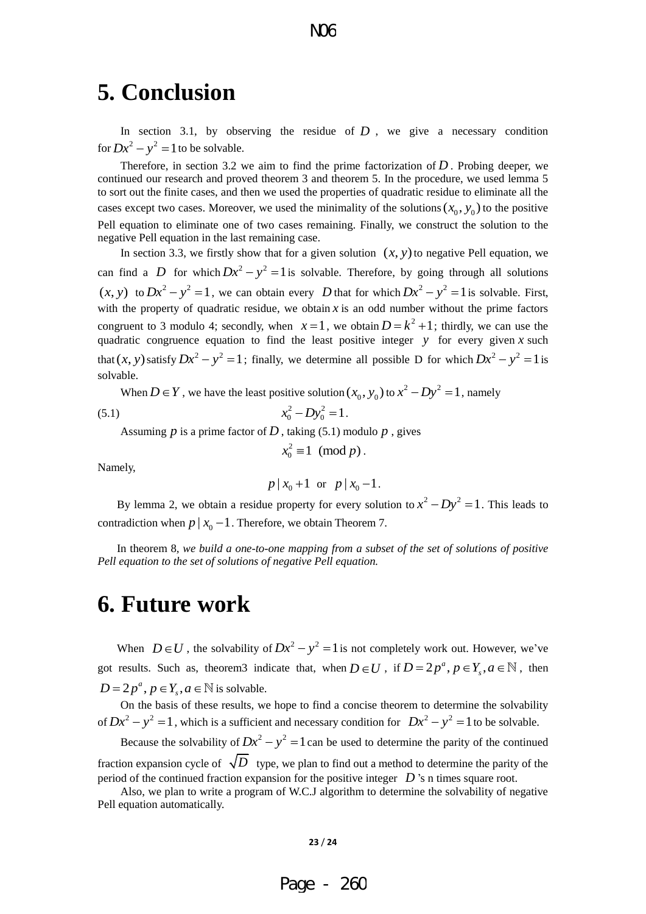# 5. Conclusion

In section 3.1, by observing the residue of $D$, we give a necessary condition for $Dx^2 - y^2 = 1$ to be solvable.

Therefore, in section 3.2 we aim to find the prime factorization of $D$. Probing deeper, we continued our research and proved theorem 3 and theorem 5. In the procedure, we used lemma 5 to sort out the finite cases, and then we used the properties of quadratic residue to eliminate all the cases except two cases. Moreover, we used the minimality of the solutions $(x_0, y_0)$ to the positive Pell equation to eliminate one of two cases remaining. Finally, we construct the solution to the negative Pell equation in the last remaining case.

In section 3.3, we firstly show that for a given solution $(x, y)$ to negative Pell equation, we can find a $D$ for which $Dx^2 - y^2 = 1$ is solvable. Therefore, by going through all solutions $(x, y)$ to $Dx^2 - y^2 = 1$, we can obtain every $D$ that for which $Dx^2 - y^2 = 1$ is solvable. First, with the property of quadratic residue, we obtain $x$ is an odd number without the prime factors congruent to 3 modulo 4; secondly, when $x = 1$, we obtain $D = k^2 + 1$; thirdly, we can use the quadratic congruence equation to find the least positive integer $y$ for every given $x$ such that $(x, y)$ satisfy $Dx^2 - y^2 = 1$; finally, we determine all possible D for which $Dx^2 - y^2 = 1$ is solvable.

When $D \in Y$, we have the least positive solution $(x_0, y_0)$ to $x^2 - Dy^2 = 1$, namely

$$x_0^2 - Dy_0^2 = 1. \tag{5.1}$$

Assuming $p$ is a prime factor of $D$, taking (5.1) modulo $p$, gives

$$x_0^2 \equiv 1 \pmod{p}.$$

Namely,

$$p \mid x_0 + 1 \quad \text{or} \quad p \mid x_0 - 1.$$

By lemma 2, we obtain a residue property for every solution to $x^2 - Dy^2 = 1$. This leads to contradiction when $p \mid x_0 - 1$. Therefore, we obtain Theorem 7.

In theorem 8, *we build a one-to-one mapping from a subset of the set of solutions of positive Pell equation to the set of solutions of negative Pell equation.*

# 6. Future work

When $D \in U$, the solvability of $Dx^2 - y^2 = 1$ is not completely work out. However, we've got results. Such as, theorem3 indicate that, when $D \in U$, if $D = 2p^a, p \in Y_s, a \in \mathbb{N}$, then $D = 2p^a, p \in Y_s, a \in \mathbb{N}$ is solvable.

On the basis of these results, we hope to find a concise theorem to determine the solvability of $Dx^2 - y^2 = 1$, which is a sufficient and necessary condition for $Dx^2 - y^2 = 1$ to be solvable.

Because the solvability of $Dx^2 - y^2 = 1$ can be used to determine the parity of the continued fraction expansion cycle of $\sqrt{D}$ type, we plan to find out a method to determine the parity of the period of the continued fraction expansion for the positive integer $D$'s n times square root.

Also, we plan to write a program of W.C.J algorithm to determine the solvability of negative Pell equation automatically.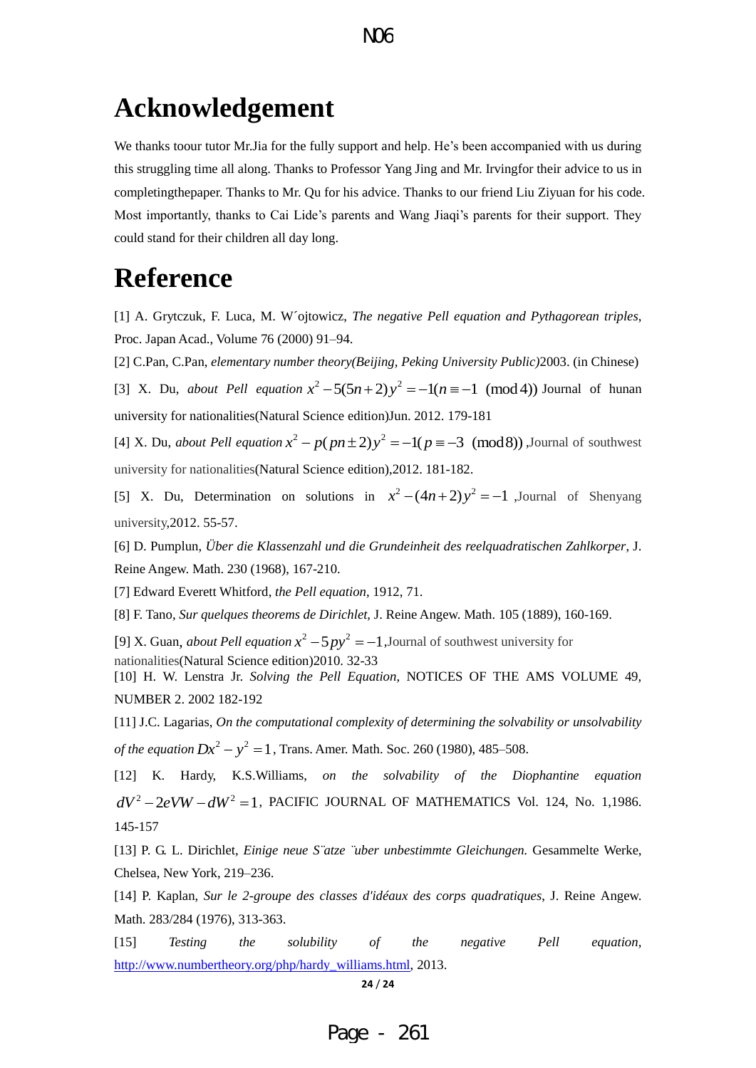# Acknowledgement

We thanks toour tutor Mr.Jia for the fully support and help. He's been accompanied with us during this struggling time all along. Thanks to Professor Yang Jing and Mr. Irvingfor their advice to us in completingthepaper. Thanks to Mr. Qu for his advice. Thanks to our friend Liu Ziyuan for his code. Most importantly, thanks to Cai Lide's parents and Wang Jiaqi's parents for their support. They could stand for their children all day long.

# Reference

[1] A. Grytczuk, F. Luca, M. W´ojtowicz, *The negative Pell equation and Pythagorean triples*, Proc. Japan Acad., Volume 76 (2000) 91–94.

[2] C.Pan, C.Pan, *elementary number theory(Beijing, Peking University Public)*2003. (in Chinese)

[3] X. Du, *about Pell equation* $x^2 - 5(5n+2)y^2 = -1(n \equiv -1 \pmod 4)$ Journal of hunan university for nationalities(Natural Science edition)Jun. 2012. 179-181

[4] X. Du, *about Pell equation* $x^2 - p(pn \pm 2)y^2 = -1(p \equiv -3 \pmod 8)$ ,Journal of southwest university for nationalities(Natural Science edition),2012. 181-182.

[5] X. Du, Determination on solutions in $x^2 - (4n+2)y^2 = -1$ ,Journal of Shenyang university,2012. 55-57.

[6] D. Pumplun, *Über die Klassenzahl und die Grundeinheit des reelquadratischen Zahlkorper*, J. Reine Angew. Math. 230 (1968), 167-210.

[7] Edward Everett Whitford, *the Pell equation*, 1912, 71.

[8] F. Tano, *Sur quelques theorems de Dirichlet*, J. Reine Angew. Math. 105 (1889), 160-169.

[9] X. Guan, *about Pell equation* $x^2 - 5py^2 = -1$,Journal of southwest university for nationalities(Natural Science edition)2010. 32-33

[10] H. W. Lenstra Jr. *Solving the Pell Equation*, NOTICES OF THE AMS VOLUME 49, NUMBER 2. 2002 182-192

[11] J.C. Lagarias, *On the computational complexity of determining the solvability or unsolvability of the equation* $Dx^2 - y^2 = 1$, Trans. Amer. Math. Soc. 260 (1980), 485–508.

[12] K. Hardy, K.S.Williams, *on the solvability of the Diophantine equation* $dV^2 - 2eVW - dW^2 = 1$, PACIFIC JOURNAL OF MATHEMATICS Vol. 124, No. 1,1986. 145-157

[13] P. G. L. Dirichlet, *Einige neue S¨atze ¨uber unbestimmte Gleichungen.* Gesammelte Werke, Chelsea, New York, 219–236.

[14] P. Kaplan, *Sur le 2-groupe des classes d'idéaux des corps quadratiques*, J. Reine Angew. Math. 283/284 (1976), 313-363.

[15] *Testing the solubility of the negative Pell equation*, http://www.numbertheory.org/php/hardy_williams.html, 2013.